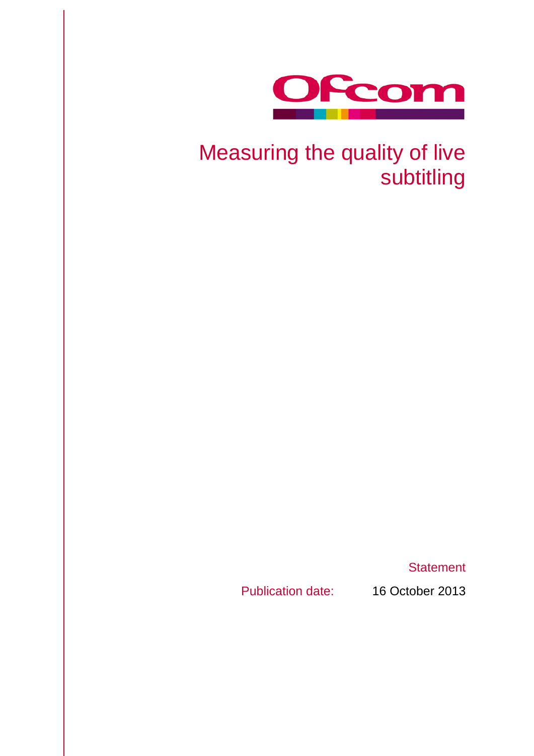Ofcom

# Measuring the quality of live subtitling

Statement

Publication date: 16 October 2013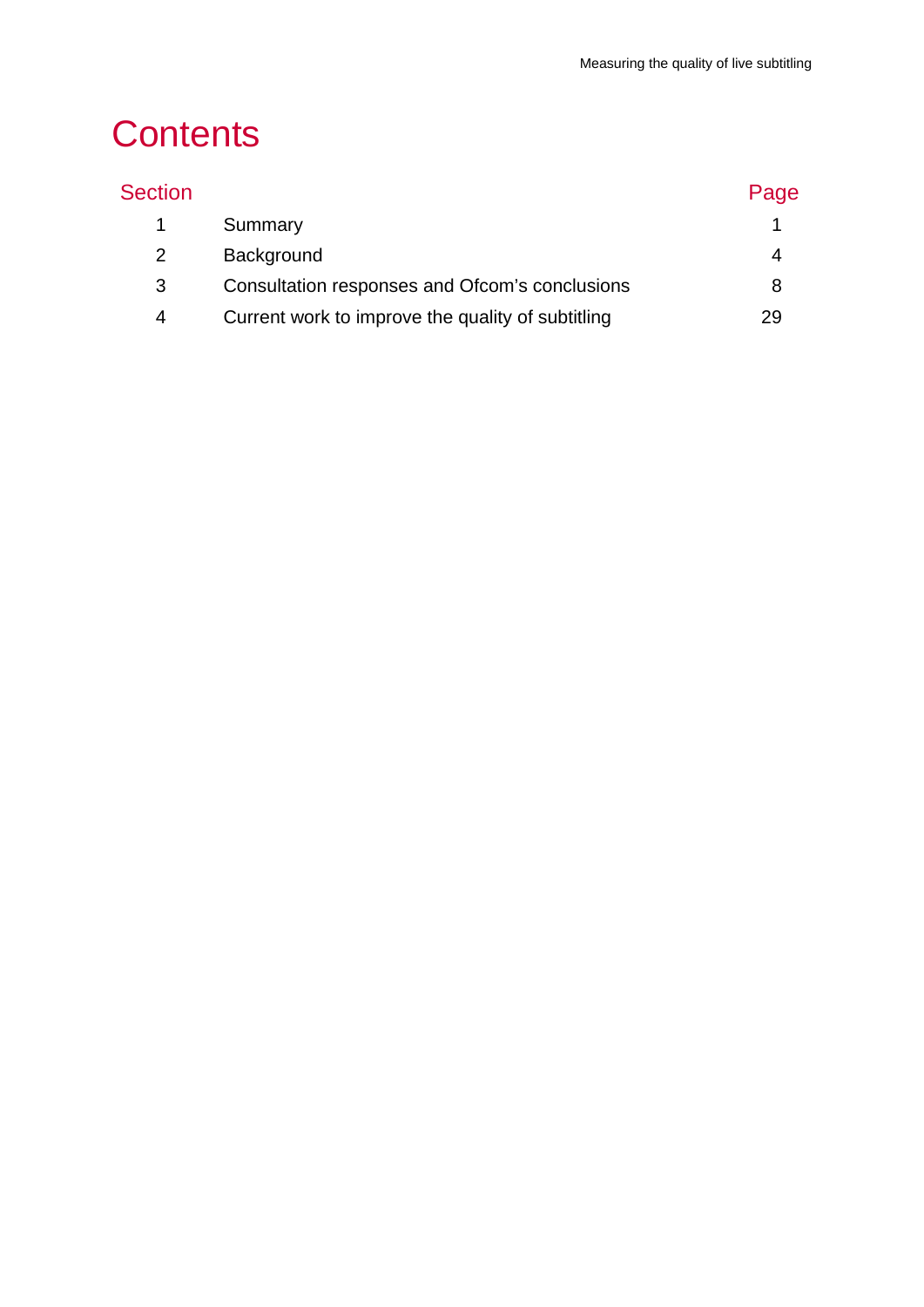# Contents

| Section | | Page |
|---|---|---|
| 1 | Summary | 1 |
| 2 | Background | 4 |
| 3 | Consultation responses and Ofcom's conclusions | 8 |
| 4 | Current work to improve the quality of subtitling | 29 |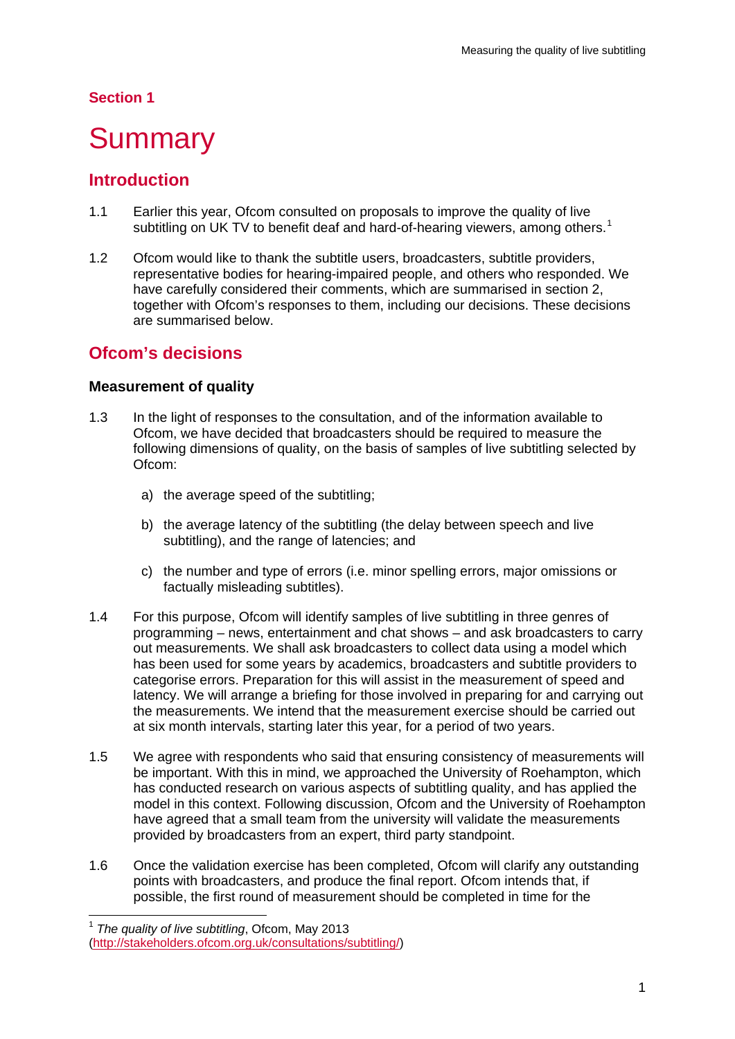## Section 1

# Summary

## Introduction

1.1 Earlier this year, Ofcom consulted on proposals to improve the quality of live subtitling on UK TV to benefit deaf and hard-of-hearing viewers, among others.[1]

1.2 Ofcom would like to thank the subtitle users, broadcasters, subtitle providers, representative bodies for hearing-impaired people, and others who responded. We have carefully considered their comments, which are summarised in section 2, together with Ofcom's responses to them, including our decisions. These decisions are summarised below.

## Ofcom's decisions

### Measurement of quality

1.3 In the light of responses to the consultation, and of the information available to Ofcom, we have decided that broadcasters should be required to measure the following dimensions of quality, on the basis of samples of live subtitling selected by Ofcom:

a) the average speed of the subtitling;

b) the average latency of the subtitling (the delay between speech and live subtitling), and the range of latencies; and

c) the number and type of errors (i.e. minor spelling errors, major omissions or factually misleading subtitles).

1.4 For this purpose, Ofcom will identify samples of live subtitling in three genres of programming – news, entertainment and chat shows – and ask broadcasters to carry out measurements. We shall ask broadcasters to collect data using a model which has been used for some years by academics, broadcasters and subtitle providers to categorise errors. Preparation for this will assist in the measurement of speed and latency. We will arrange a briefing for those involved in preparing for and carrying out the measurements. We intend that the measurement exercise should be carried out at six month intervals, starting later this year, for a period of two years.

1.5 We agree with respondents who said that ensuring consistency of measurements will be important. With this in mind, we approached the University of Roehampton, which has conducted research on various aspects of subtitling quality, and has applied the model in this context. Following discussion, Ofcom and the University of Roehampton have agreed that a small team from the university will validate the measurements provided by broadcasters from an expert, third party standpoint.

1.6 Once the validation exercise has been completed, Ofcom will clarify any outstanding points with broadcasters, and produce the final report. Ofcom intends that, if possible, the first round of measurement should be completed in time for the

[1] *The quality of live subtitling*, Ofcom, May 2013 (http://stakeholders.ofcom.org.uk/consultations/subtitling/)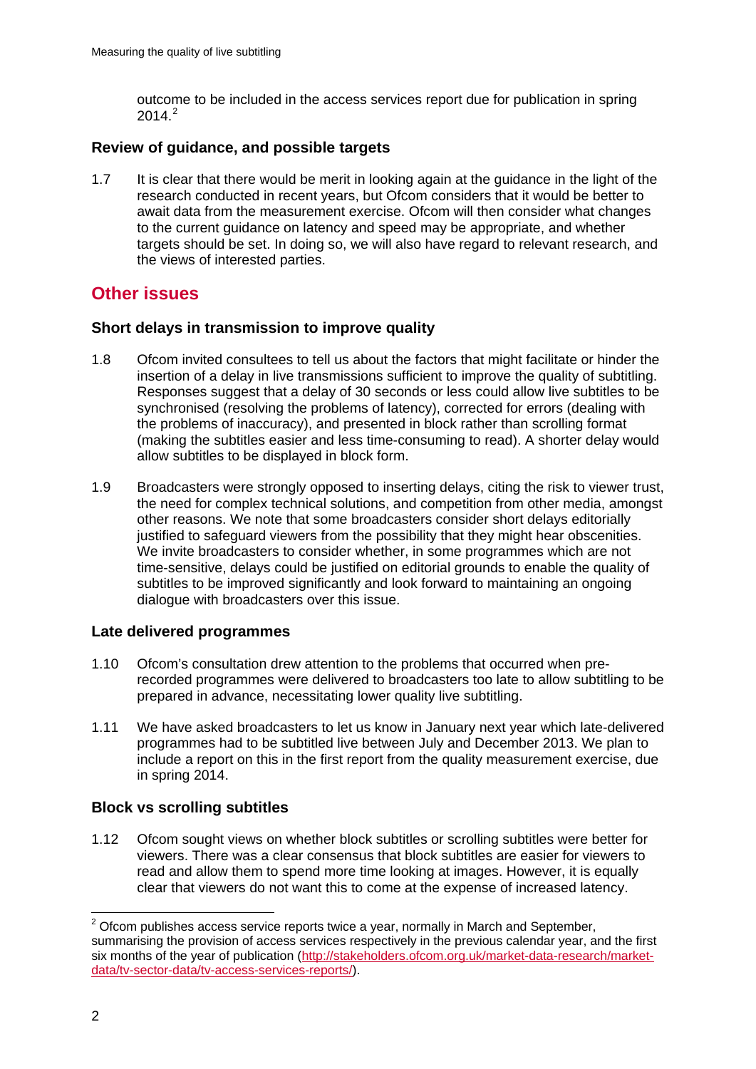outcome to be included in the access services report due for publication in spring 2014.[2]

### Review of guidance, and possible targets

1.7 It is clear that there would be merit in looking again at the guidance in the light of the research conducted in recent years, but Ofcom considers that it would be better to await data from the measurement exercise. Ofcom will then consider what changes to the current guidance on latency and speed may be appropriate, and whether targets should be set. In doing so, we will also have regard to relevant research, and the views of interested parties.

## Other issues

### Short delays in transmission to improve quality

1.8 Ofcom invited consultees to tell us about the factors that might facilitate or hinder the insertion of a delay in live transmissions sufficient to improve the quality of subtitling. Responses suggest that a delay of 30 seconds or less could allow live subtitles to be synchronised (resolving the problems of latency), corrected for errors (dealing with the problems of inaccuracy), and presented in block rather than scrolling format (making the subtitles easier and less time-consuming to read). A shorter delay would allow subtitles to be displayed in block form.

1.9 Broadcasters were strongly opposed to inserting delays, citing the risk to viewer trust, the need for complex technical solutions, and competition from other media, amongst other reasons. We note that some broadcasters consider short delays editorially justified to safeguard viewers from the possibility that they might hear obscenities. We invite broadcasters to consider whether, in some programmes which are not time-sensitive, delays could be justified on editorial grounds to enable the quality of subtitles to be improved significantly and look forward to maintaining an ongoing dialogue with broadcasters over this issue.

### Late delivered programmes

1.10 Ofcom's consultation drew attention to the problems that occurred when pre-recorded programmes were delivered to broadcasters too late to allow subtitling to be prepared in advance, necessitating lower quality live subtitling.

1.11 We have asked broadcasters to let us know in January next year which late-delivered programmes had to be subtitled live between July and December 2013. We plan to include a report on this in the first report from the quality measurement exercise, due in spring 2014.

### Block vs scrolling subtitles

1.12 Ofcom sought views on whether block subtitles or scrolling subtitles were better for viewers. There was a clear consensus that block subtitles are easier for viewers to read and allow them to spend more time looking at images. However, it is equally clear that viewers do not want this to come at the expense of increased latency.

[2] Ofcom publishes access service reports twice a year, normally in March and September, summarising the provision of access services respectively in the previous calendar year, and the first six months of the year of publication (http://stakeholders.ofcom.org.uk/market-data-research/market-data/tv-sector-data/tv-access-services-reports/).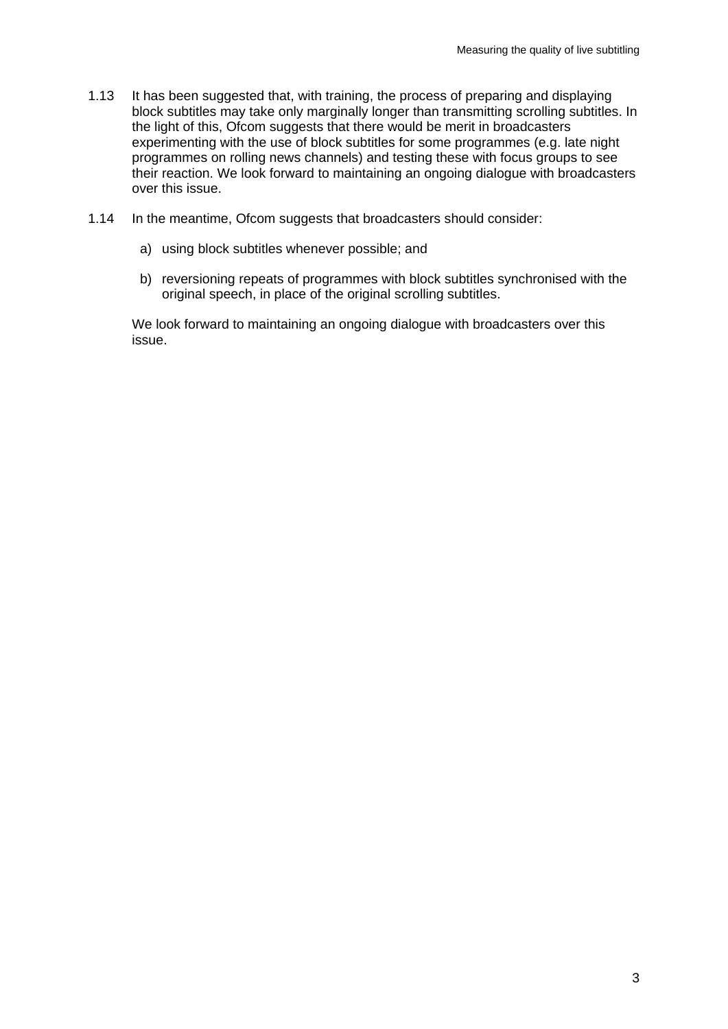1.13 It has been suggested that, with training, the process of preparing and displaying block subtitles may take only marginally longer than transmitting scrolling subtitles. In the light of this, Ofcom suggests that there would be merit in broadcasters experimenting with the use of block subtitles for some programmes (e.g. late night programmes on rolling news channels) and testing these with focus groups to see their reaction. We look forward to maintaining an ongoing dialogue with broadcasters over this issue.

1.14 In the meantime, Ofcom suggests that broadcasters should consider:

a) using block subtitles whenever possible; and

b) reversioning repeats of programmes with block subtitles synchronised with the original speech, in place of the original scrolling subtitles.

We look forward to maintaining an ongoing dialogue with broadcasters over this issue.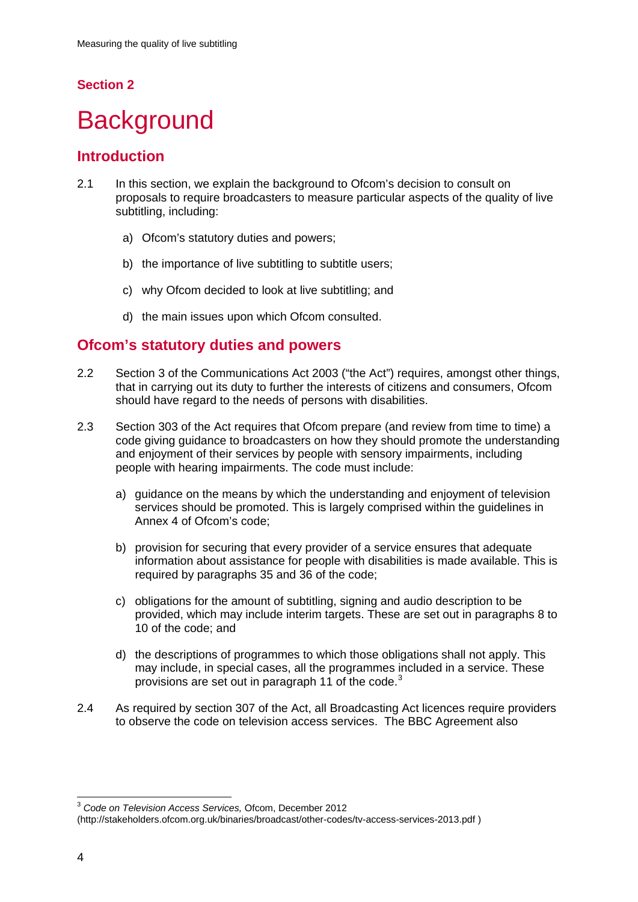## Section 2

# Background

## Introduction

2.1 In this section, we explain the background to Ofcom's decision to consult on proposals to require broadcasters to measure particular aspects of the quality of live subtitling, including:

a) Ofcom's statutory duties and powers;

b) the importance of live subtitling to subtitle users;

c) why Ofcom decided to look at live subtitling; and

d) the main issues upon which Ofcom consulted.

## Ofcom's statutory duties and powers

2.2 Section 3 of the Communications Act 2003 ("the Act") requires, amongst other things, that in carrying out its duty to further the interests of citizens and consumers, Ofcom should have regard to the needs of persons with disabilities.

2.3 Section 303 of the Act requires that Ofcom prepare (and review from time to time) a code giving guidance to broadcasters on how they should promote the understanding and enjoyment of their services by people with sensory impairments, including people with hearing impairments. The code must include:

a) guidance on the means by which the understanding and enjoyment of television services should be promoted. This is largely comprised within the guidelines in Annex 4 of Ofcom's code;

b) provision for securing that every provider of a service ensures that adequate information about assistance for people with disabilities is made available. This is required by paragraphs 35 and 36 of the code;

c) obligations for the amount of subtitling, signing and audio description to be provided, which may include interim targets. These are set out in paragraphs 8 to 10 of the code; and

d) the descriptions of programmes to which those obligations shall not apply. This may include, in special cases, all the programmes included in a service. These provisions are set out in paragraph 11 of the code.[3]

2.4 As required by section 307 of the Act, all Broadcasting Act licences require providers to observe the code on television access services. The BBC Agreement also

---

[3] *Code on Television Access Services,* Ofcom, December 2012 (http://stakeholders.ofcom.org.uk/binaries/broadcast/other-codes/tv-access-services-2013.pdf )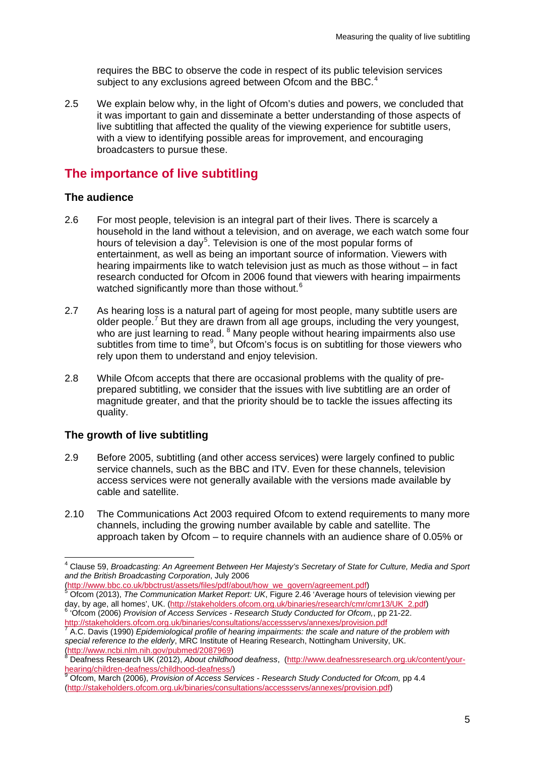requires the BBC to observe the code in respect of its public television services subject to any exclusions agreed between Ofcom and the BBC.[4]

2.5 We explain below why, in the light of Ofcom's duties and powers, we concluded that it was important to gain and disseminate a better understanding of those aspects of live subtitling that affected the quality of the viewing experience for subtitle users, with a view to identifying possible areas for improvement, and encouraging broadcasters to pursue these.

## The importance of live subtitling

### The audience

2.6 For most people, television is an integral part of their lives. There is scarcely a household in the land without a television, and on average, we each watch some four hours of television a day[5]. Television is one of the most popular forms of entertainment, as well as being an important source of information. Viewers with hearing impairments like to watch television just as much as those without – in fact research conducted for Ofcom in 2006 found that viewers with hearing impairments watched significantly more than those without.[6]

2.7 As hearing loss is a natural part of ageing for most people, many subtitle users are older people.[7] But they are drawn from all age groups, including the very youngest, who are just learning to read. [8] Many people without hearing impairments also use subtitles from time to time[9], but Ofcom's focus is on subtitling for those viewers who rely upon them to understand and enjoy television.

2.8 While Ofcom accepts that there are occasional problems with the quality of pre-prepared subtitling, we consider that the issues with live subtitling are an order of magnitude greater, and that the priority should be to tackle the issues affecting its quality.

### The growth of live subtitling

2.9 Before 2005, subtitling (and other access services) were largely confined to public service channels, such as the BBC and ITV. Even for these channels, television access services were not generally available with the versions made available by cable and satellite.

2.10 The Communications Act 2003 required Ofcom to extend requirements to many more channels, including the growing number available by cable and satellite. The approach taken by Ofcom – to require channels with an audience share of 0.05% or

---

[4] Clause 59, *Broadcasting: An Agreement Between Her Majesty's Secretary of State for Culture, Media and Sport and the British Broadcasting Corporation*, July 2006 (http://www.bbc.co.uk/bbctrust/assets/files/pdf/about/how_we_govern/agreement.pdf)

[5] Ofcom (2013), *The Communication Market Report: UK*, Figure 2.46 'Average hours of television viewing per day, by age, all homes', UK. (http://stakeholders.ofcom.org.uk/binaries/research/cmr/cmr13/UK_2.pdf)

[6] 'Ofcom (2006) *Provision of Access Services - Research Study Conducted for Ofcom,*, pp 21-22. http://stakeholders.ofcom.org.uk/binaries/consultations/accessservs/annexes/provision.pdf

[7] A.C. Davis (1990) *Epidemiological profile of hearing impairments: the scale and nature of the problem with special reference to the elderly*, MRC Institute of Hearing Research, Nottingham University, UK. (http://www.ncbi.nlm.nih.gov/pubmed/2087969)

[8] Deafness Research UK (2012), *About childhood deafness*, (http://www.deafnessresearch.org.uk/content/your-hearing/children-deafness/childhood-deafness/)

[9] Ofcom, March (2006), *Provision of Access Services - Research Study Conducted for Ofcom,* pp 4.4 (http://stakeholders.ofcom.org.uk/binaries/consultations/accessservs/annexes/provision.pdf)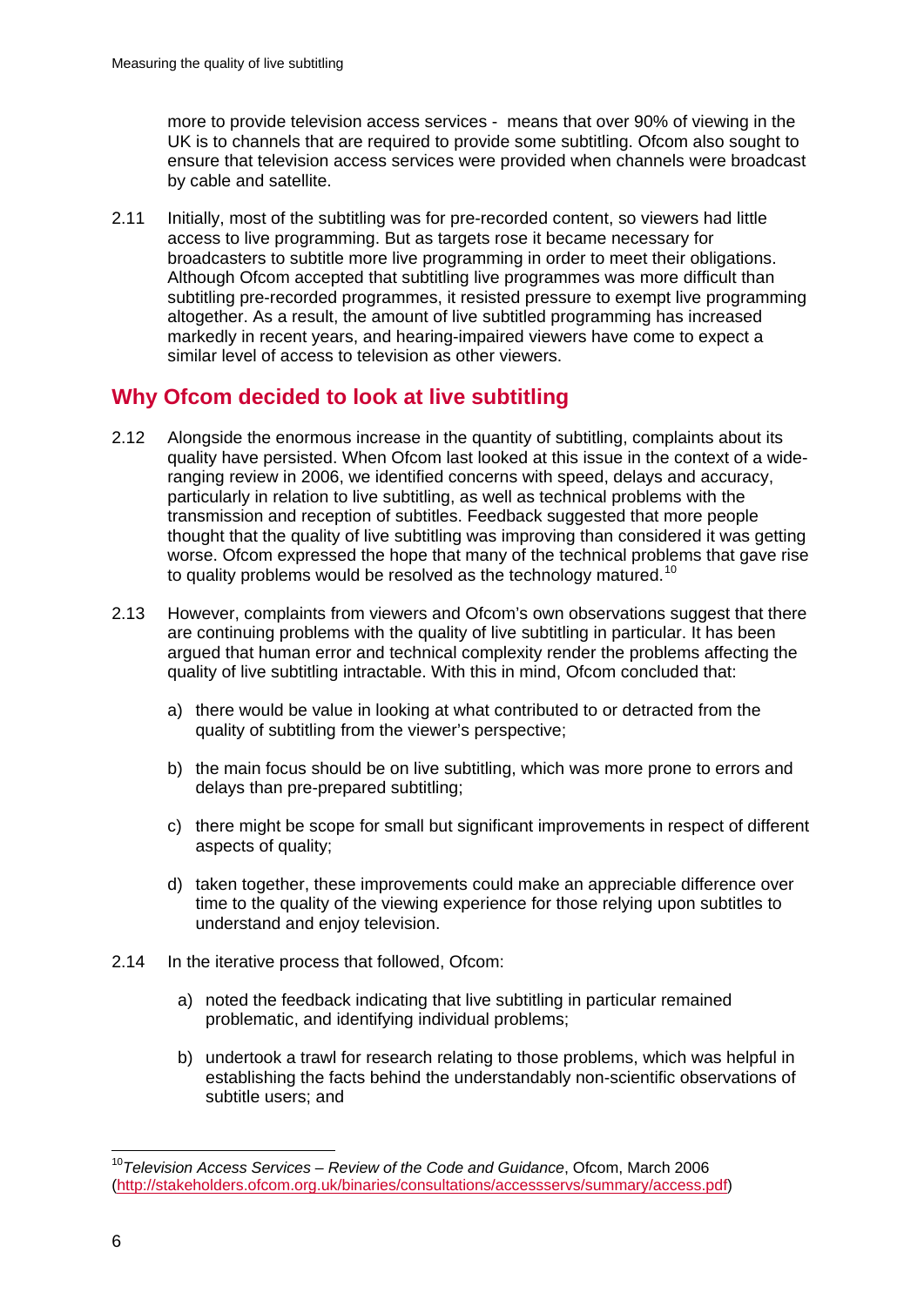more to provide television access services - means that over 90% of viewing in the UK is to channels that are required to provide some subtitling. Ofcom also sought to ensure that television access services were provided when channels were broadcast by cable and satellite.

2.11 Initially, most of the subtitling was for pre-recorded content, so viewers had little access to live programming. But as targets rose it became necessary for broadcasters to subtitle more live programming in order to meet their obligations. Although Ofcom accepted that subtitling live programmes was more difficult than subtitling pre-recorded programmes, it resisted pressure to exempt live programming altogether. As a result, the amount of live subtitled programming has increased markedly in recent years, and hearing-impaired viewers have come to expect a similar level of access to television as other viewers.

## Why Ofcom decided to look at live subtitling

2.12 Alongside the enormous increase in the quantity of subtitling, complaints about its quality have persisted. When Ofcom last looked at this issue in the context of a wide-ranging review in 2006, we identified concerns with speed, delays and accuracy, particularly in relation to live subtitling, as well as technical problems with the transmission and reception of subtitles. Feedback suggested that more people thought that the quality of live subtitling was improving than considered it was getting worse. Ofcom expressed the hope that many of the technical problems that gave rise to quality problems would be resolved as the technology matured.[10]

2.13 However, complaints from viewers and Ofcom's own observations suggest that there are continuing problems with the quality of live subtitling in particular. It has been argued that human error and technical complexity render the problems affecting the quality of live subtitling intractable. With this in mind, Ofcom concluded that:

a) there would be value in looking at what contributed to or detracted from the quality of subtitling from the viewer's perspective;

b) the main focus should be on live subtitling, which was more prone to errors and delays than pre-prepared subtitling;

c) there might be scope for small but significant improvements in respect of different aspects of quality;

d) taken together, these improvements could make an appreciable difference over time to the quality of the viewing experience for those relying upon subtitles to understand and enjoy television.

2.14 In the iterative process that followed, Ofcom:

a) noted the feedback indicating that live subtitling in particular remained problematic, and identifying individual problems;

b) undertook a trawl for research relating to those problems, which was helpful in establishing the facts behind the understandably non-scientific observations of subtitle users; and

---

[10] *Television Access Services – Review of the Code and Guidance*, Ofcom, March 2006 (http://stakeholders.ofcom.org.uk/binaries/consultations/accessservs/summary/access.pdf)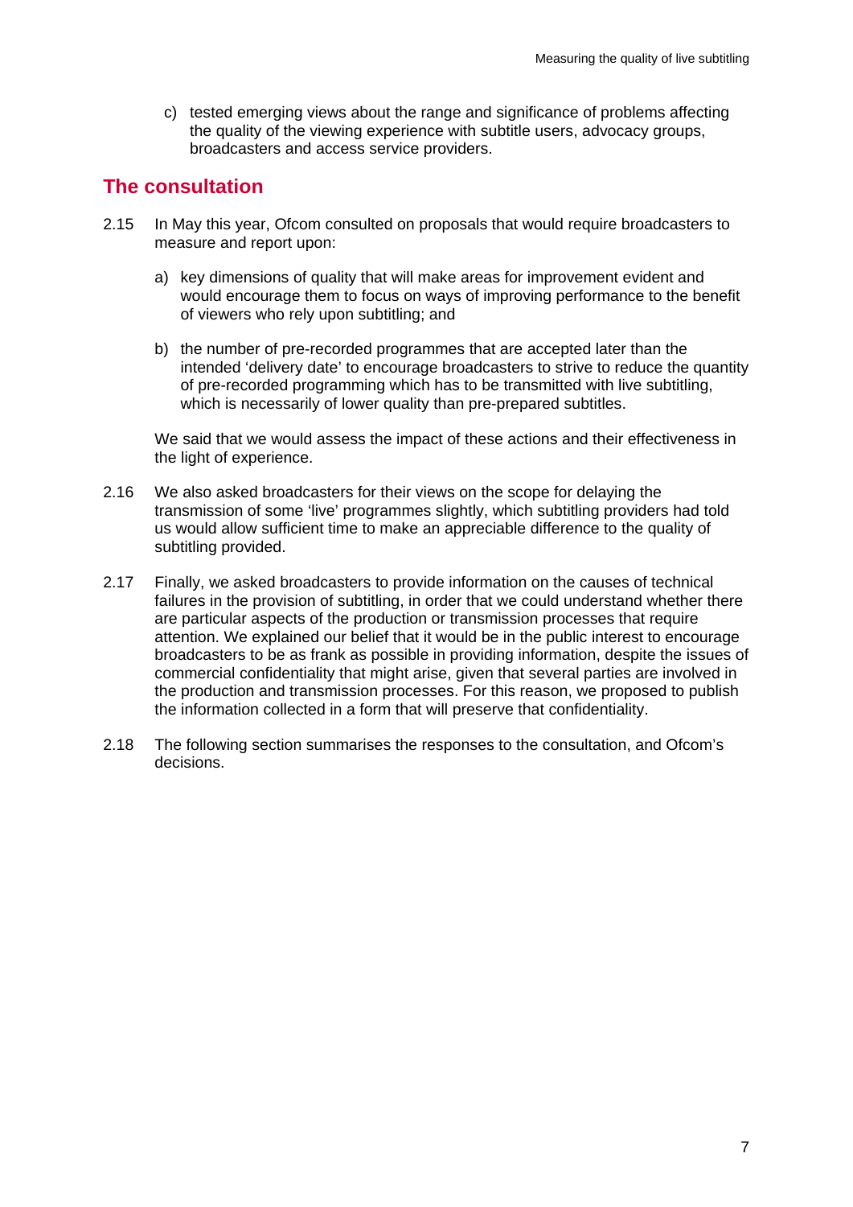c) tested emerging views about the range and significance of problems affecting the quality of the viewing experience with subtitle users, advocacy groups, broadcasters and access service providers.

## The consultation

2.15 In May this year, Ofcom consulted on proposals that would require broadcasters to measure and report upon:

a) key dimensions of quality that will make areas for improvement evident and would encourage them to focus on ways of improving performance to the benefit of viewers who rely upon subtitling; and

b) the number of pre-recorded programmes that are accepted later than the intended 'delivery date' to encourage broadcasters to strive to reduce the quantity of pre-recorded programming which has to be transmitted with live subtitling, which is necessarily of lower quality than pre-prepared subtitles.

We said that we would assess the impact of these actions and their effectiveness in the light of experience.

2.16 We also asked broadcasters for their views on the scope for delaying the transmission of some 'live' programmes slightly, which subtitling providers had told us would allow sufficient time to make an appreciable difference to the quality of subtitling provided.

2.17 Finally, we asked broadcasters to provide information on the causes of technical failures in the provision of subtitling, in order that we could understand whether there are particular aspects of the production or transmission processes that require attention. We explained our belief that it would be in the public interest to encourage broadcasters to be as frank as possible in providing information, despite the issues of commercial confidentiality that might arise, given that several parties are involved in the production and transmission processes. For this reason, we proposed to publish the information collected in a form that will preserve that confidentiality.

2.18 The following section summarises the responses to the consultation, and Ofcom's decisions.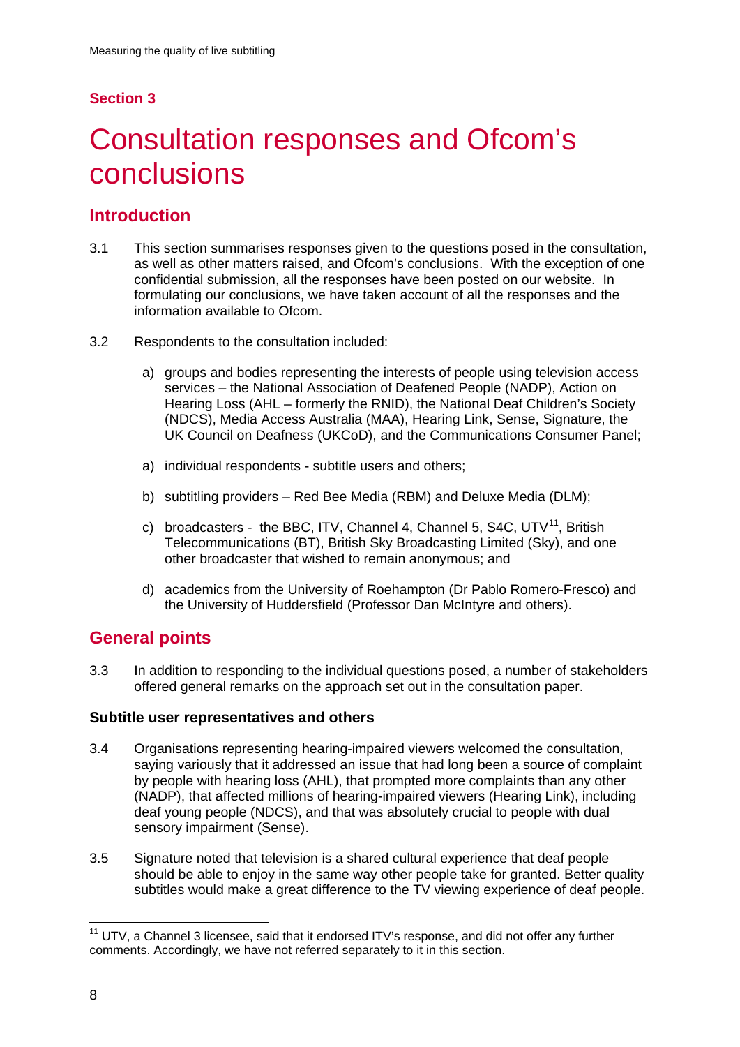## Section 3

# Consultation responses and Ofcom's conclusions

## Introduction

3.1 This section summarises responses given to the questions posed in the consultation, as well as other matters raised, and Ofcom's conclusions. With the exception of one confidential submission, all the responses have been posted on our website. In formulating our conclusions, we have taken account of all the responses and the information available to Ofcom.

3.2 Respondents to the consultation included:

a) groups and bodies representing the interests of people using television access services – the National Association of Deafened People (NADP), Action on Hearing Loss (AHL – formerly the RNID), the National Deaf Children's Society (NDCS), Media Access Australia (MAA), Hearing Link, Sense, Signature, the UK Council on Deafness (UKCoD), and the Communications Consumer Panel;

a) individual respondents - subtitle users and others;

b) subtitling providers – Red Bee Media (RBM) and Deluxe Media (DLM);

c) broadcasters - the BBC, ITV, Channel 4, Channel 5, S4C, UTV[11], British Telecommunications (BT), British Sky Broadcasting Limited (Sky), and one other broadcaster that wished to remain anonymous; and

d) academics from the University of Roehampton (Dr Pablo Romero-Fresco) and the University of Huddersfield (Professor Dan McIntyre and others).

## General points

3.3 In addition to responding to the individual questions posed, a number of stakeholders offered general remarks on the approach set out in the consultation paper.

### Subtitle user representatives and others

3.4 Organisations representing hearing-impaired viewers welcomed the consultation, saying variously that it addressed an issue that had long been a source of complaint by people with hearing loss (AHL), that prompted more complaints than any other (NADP), that affected millions of hearing-impaired viewers (Hearing Link), including deaf young people (NDCS), and that was absolutely crucial to people with dual sensory impairment (Sense).

3.5 Signature noted that television is a shared cultural experience that deaf people should be able to enjoy in the same way other people take for granted. Better quality subtitles would make a great difference to the TV viewing experience of deaf people.

---

[11] UTV, a Channel 3 licensee, said that it endorsed ITV's response, and did not offer any further comments. Accordingly, we have not referred separately to it in this section.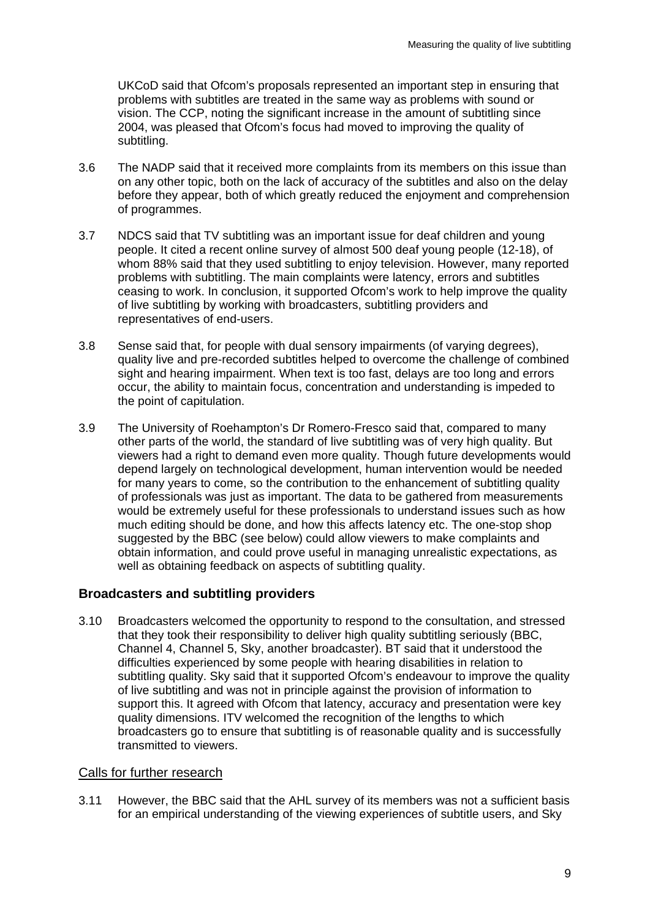UKCoD said that Ofcom's proposals represented an important step in ensuring that problems with subtitles are treated in the same way as problems with sound or vision. The CCP, noting the significant increase in the amount of subtitling since 2004, was pleased that Ofcom's focus had moved to improving the quality of subtitling.

3.6 The NADP said that it received more complaints from its members on this issue than on any other topic, both on the lack of accuracy of the subtitles and also on the delay before they appear, both of which greatly reduced the enjoyment and comprehension of programmes.

3.7 NDCS said that TV subtitling was an important issue for deaf children and young people. It cited a recent online survey of almost 500 deaf young people (12-18), of whom 88% said that they used subtitling to enjoy television. However, many reported problems with subtitling. The main complaints were latency, errors and subtitles ceasing to work. In conclusion, it supported Ofcom's work to help improve the quality of live subtitling by working with broadcasters, subtitling providers and representatives of end-users.

3.8 Sense said that, for people with dual sensory impairments (of varying degrees), quality live and pre-recorded subtitles helped to overcome the challenge of combined sight and hearing impairment. When text is too fast, delays are too long and errors occur, the ability to maintain focus, concentration and understanding is impeded to the point of capitulation.

3.9 The University of Roehampton's Dr Romero-Fresco said that, compared to many other parts of the world, the standard of live subtitling was of very high quality. But viewers had a right to demand even more quality. Though future developments would depend largely on technological development, human intervention would be needed for many years to come, so the contribution to the enhancement of subtitling quality of professionals was just as important. The data to be gathered from measurements would be extremely useful for these professionals to understand issues such as how much editing should be done, and how this affects latency etc. The one-stop shop suggested by the BBC (see below) could allow viewers to make complaints and obtain information, and could prove useful in managing unrealistic expectations, as well as obtaining feedback on aspects of subtitling quality.

### Broadcasters and subtitling providers

3.10 Broadcasters welcomed the opportunity to respond to the consultation, and stressed that they took their responsibility to deliver high quality subtitling seriously (BBC, Channel 4, Channel 5, Sky, another broadcaster). BT said that it understood the difficulties experienced by some people with hearing disabilities in relation to subtitling quality. Sky said that it supported Ofcom's endeavour to improve the quality of live subtitling and was not in principle against the provision of information to support this. It agreed with Ofcom that latency, accuracy and presentation were key quality dimensions. ITV welcomed the recognition of the lengths to which broadcasters go to ensure that subtitling is of reasonable quality and is successfully transmitted to viewers.

#### Calls for further research

3.11 However, the BBC said that the AHL survey of its members was not a sufficient basis for an empirical understanding of the viewing experiences of subtitle users, and Sky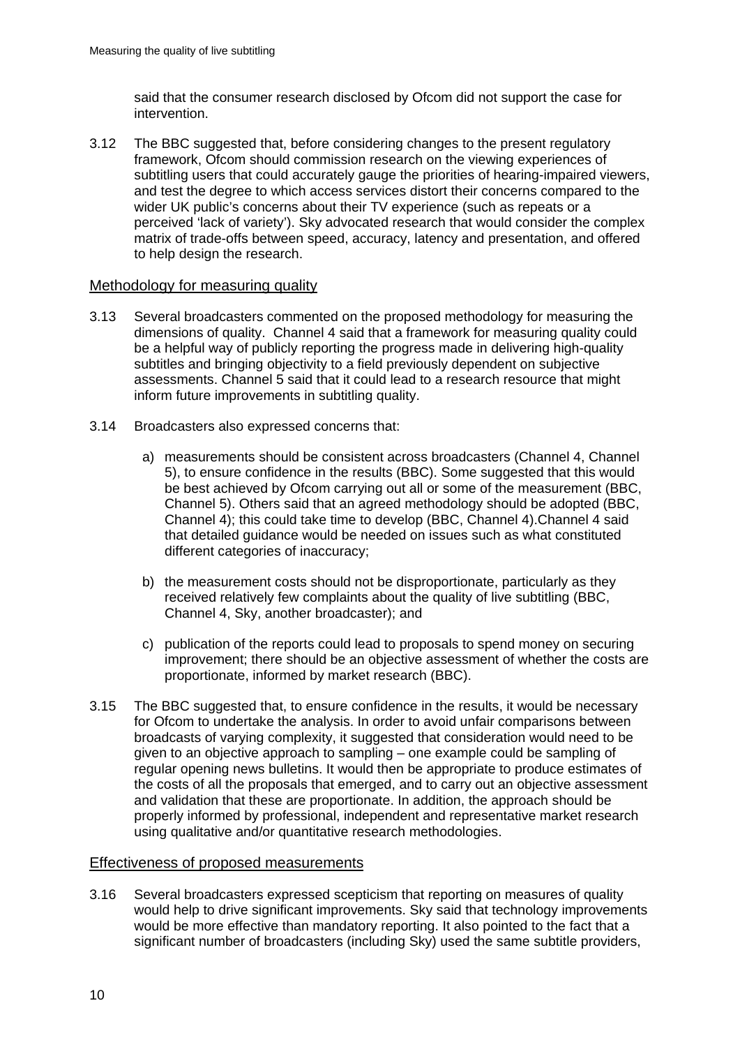said that the consumer research disclosed by Ofcom did not support the case for intervention.

3.12 The BBC suggested that, before considering changes to the present regulatory framework, Ofcom should commission research on the viewing experiences of subtitling users that could accurately gauge the priorities of hearing-impaired viewers, and test the degree to which access services distort their concerns compared to the wider UK public's concerns about their TV experience (such as repeats or a perceived 'lack of variety'). Sky advocated research that would consider the complex matrix of trade-offs between speed, accuracy, latency and presentation, and offered to help design the research.

## Methodology for measuring quality

3.13 Several broadcasters commented on the proposed methodology for measuring the dimensions of quality. Channel 4 said that a framework for measuring quality could be a helpful way of publicly reporting the progress made in delivering high-quality subtitles and bringing objectivity to a field previously dependent on subjective assessments. Channel 5 said that it could lead to a research resource that might inform future improvements in subtitling quality.

3.14 Broadcasters also expressed concerns that:

a) measurements should be consistent across broadcasters (Channel 4, Channel 5), to ensure confidence in the results (BBC). Some suggested that this would be best achieved by Ofcom carrying out all or some of the measurement (BBC, Channel 5). Others said that an agreed methodology should be adopted (BBC, Channel 4); this could take time to develop (BBC, Channel 4).Channel 4 said that detailed guidance would be needed on issues such as what constituted different categories of inaccuracy;

b) the measurement costs should not be disproportionate, particularly as they received relatively few complaints about the quality of live subtitling (BBC, Channel 4, Sky, another broadcaster); and

c) publication of the reports could lead to proposals to spend money on securing improvement; there should be an objective assessment of whether the costs are proportionate, informed by market research (BBC).

3.15 The BBC suggested that, to ensure confidence in the results, it would be necessary for Ofcom to undertake the analysis. In order to avoid unfair comparisons between broadcasts of varying complexity, it suggested that consideration would need to be given to an objective approach to sampling – one example could be sampling of regular opening news bulletins. It would then be appropriate to produce estimates of the costs of all the proposals that emerged, and to carry out an objective assessment and validation that these are proportionate. In addition, the approach should be properly informed by professional, independent and representative market research using qualitative and/or quantitative research methodologies.

## Effectiveness of proposed measurements

3.16 Several broadcasters expressed scepticism that reporting on measures of quality would help to drive significant improvements. Sky said that technology improvements would be more effective than mandatory reporting. It also pointed to the fact that a significant number of broadcasters (including Sky) used the same subtitle providers,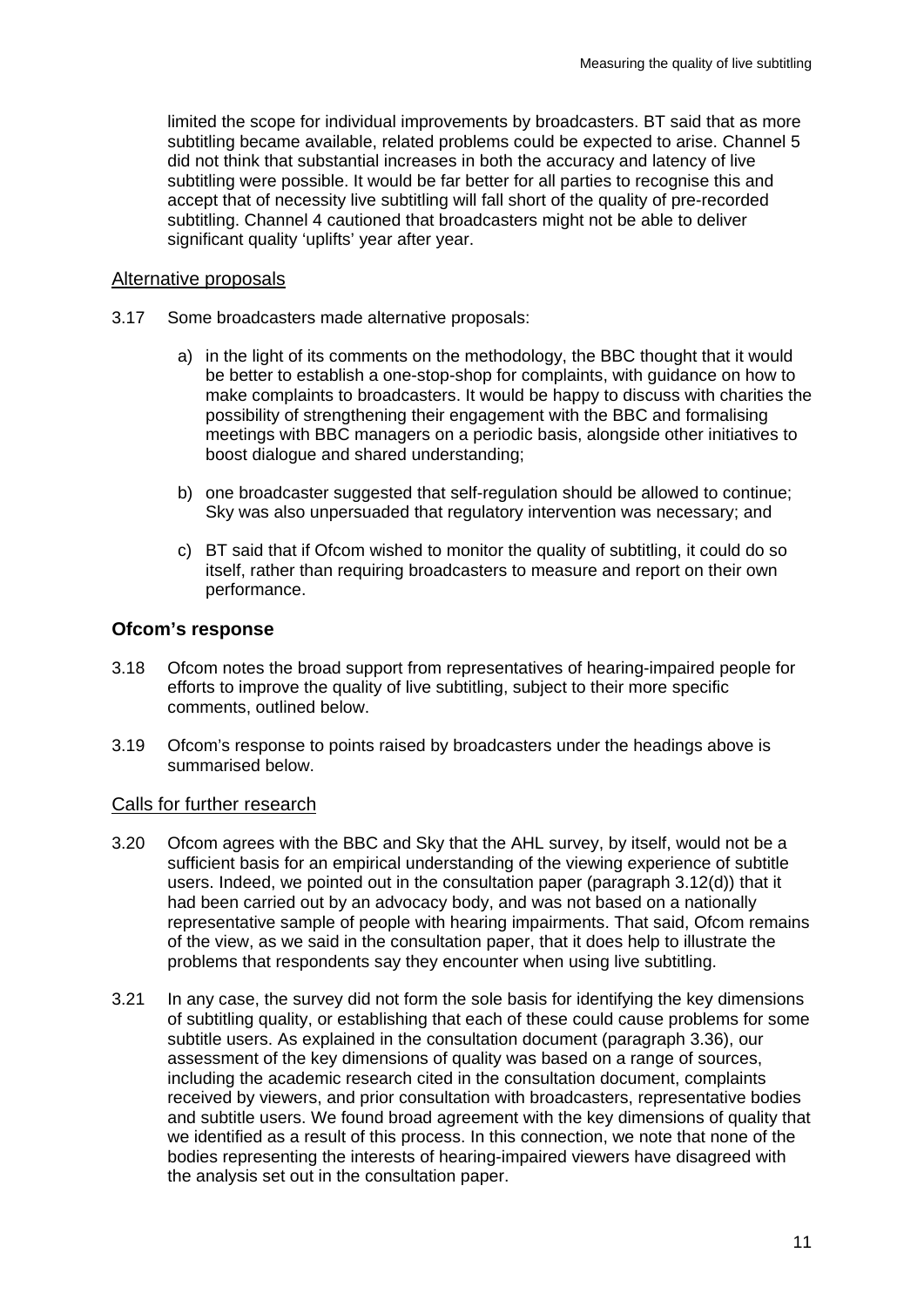limited the scope for individual improvements by broadcasters. BT said that as more subtitling became available, related problems could be expected to arise. Channel 5 did not think that substantial increases in both the accuracy and latency of live subtitling were possible. It would be far better for all parties to recognise this and accept that of necessity live subtitling will fall short of the quality of pre-recorded subtitling. Channel 4 cautioned that broadcasters might not be able to deliver significant quality 'uplifts' year after year.

### Alternative proposals

3.17 Some broadcasters made alternative proposals:

a) in the light of its comments on the methodology, the BBC thought that it would be better to establish a one-stop-shop for complaints, with guidance on how to make complaints to broadcasters. It would be happy to discuss with charities the possibility of strengthening their engagement with the BBC and formalising meetings with BBC managers on a periodic basis, alongside other initiatives to boost dialogue and shared understanding;

b) one broadcaster suggested that self-regulation should be allowed to continue; Sky was also unpersuaded that regulatory intervention was necessary; and

c) BT said that if Ofcom wished to monitor the quality of subtitling, it could do so itself, rather than requiring broadcasters to measure and report on their own performance.

## Ofcom's response

3.18 Ofcom notes the broad support from representatives of hearing-impaired people for efforts to improve the quality of live subtitling, subject to their more specific comments, outlined below.

3.19 Ofcom's response to points raised by broadcasters under the headings above is summarised below.

### Calls for further research

3.20 Ofcom agrees with the BBC and Sky that the AHL survey, by itself, would not be a sufficient basis for an empirical understanding of the viewing experience of subtitle users. Indeed, we pointed out in the consultation paper (paragraph 3.12(d)) that it had been carried out by an advocacy body, and was not based on a nationally representative sample of people with hearing impairments. That said, Ofcom remains of the view, as we said in the consultation paper, that it does help to illustrate the problems that respondents say they encounter when using live subtitling.

3.21 In any case, the survey did not form the sole basis for identifying the key dimensions of subtitling quality, or establishing that each of these could cause problems for some subtitle users. As explained in the consultation document (paragraph 3.36), our assessment of the key dimensions of quality was based on a range of sources, including the academic research cited in the consultation document, complaints received by viewers, and prior consultation with broadcasters, representative bodies and subtitle users. We found broad agreement with the key dimensions of quality that we identified as a result of this process. In this connection, we note that none of the bodies representing the interests of hearing-impaired viewers have disagreed with the analysis set out in the consultation paper.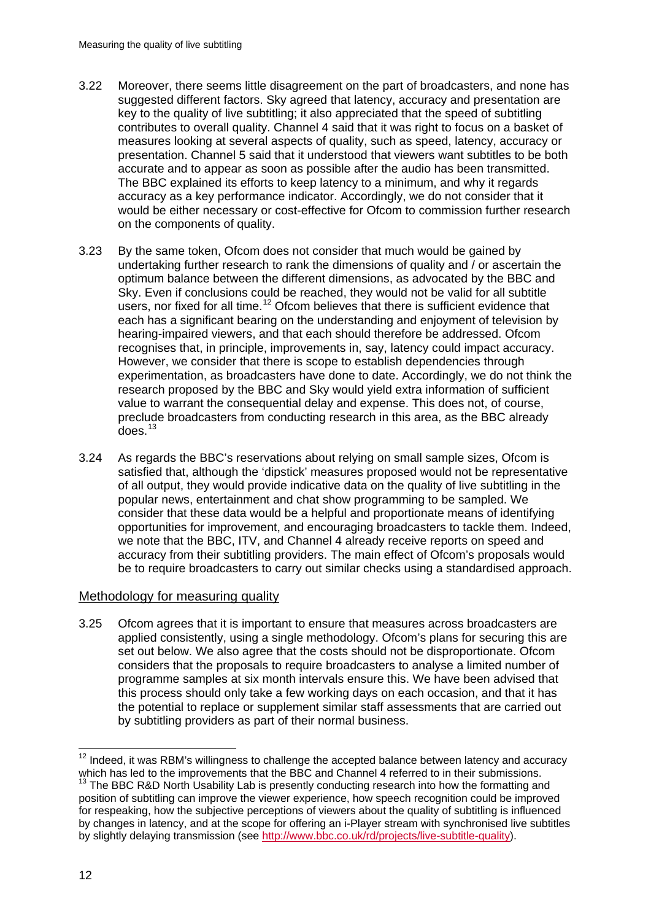3.22 Moreover, there seems little disagreement on the part of broadcasters, and none has suggested different factors. Sky agreed that latency, accuracy and presentation are key to the quality of live subtitling; it also appreciated that the speed of subtitling contributes to overall quality. Channel 4 said that it was right to focus on a basket of measures looking at several aspects of quality, such as speed, latency, accuracy or presentation. Channel 5 said that it understood that viewers want subtitles to be both accurate and to appear as soon as possible after the audio has been transmitted. The BBC explained its efforts to keep latency to a minimum, and why it regards accuracy as a key performance indicator. Accordingly, we do not consider that it would be either necessary or cost-effective for Ofcom to commission further research on the components of quality.

3.23 By the same token, Ofcom does not consider that much would be gained by undertaking further research to rank the dimensions of quality and / or ascertain the optimum balance between the different dimensions, as advocated by the BBC and Sky. Even if conclusions could be reached, they would not be valid for all subtitle users, nor fixed for all time.[12] Ofcom believes that there is sufficient evidence that each has a significant bearing on the understanding and enjoyment of television by hearing-impaired viewers, and that each should therefore be addressed. Ofcom recognises that, in principle, improvements in, say, latency could impact accuracy. However, we consider that there is scope to establish dependencies through experimentation, as broadcasters have done to date. Accordingly, we do not think the research proposed by the BBC and Sky would yield extra information of sufficient value to warrant the consequential delay and expense. This does not, of course, preclude broadcasters from conducting research in this area, as the BBC already does.[13]

3.24 As regards the BBC's reservations about relying on small sample sizes, Ofcom is satisfied that, although the 'dipstick' measures proposed would not be representative of all output, they would provide indicative data on the quality of live subtitling in the popular news, entertainment and chat show programming to be sampled. We consider that these data would be a helpful and proportionate means of identifying opportunities for improvement, and encouraging broadcasters to tackle them. Indeed, we note that the BBC, ITV, and Channel 4 already receive reports on speed and accuracy from their subtitling providers. The main effect of Ofcom's proposals would be to require broadcasters to carry out similar checks using a standardised approach.

## Methodology for measuring quality

3.25 Ofcom agrees that it is important to ensure that measures across broadcasters are applied consistently, using a single methodology. Ofcom's plans for securing this are set out below. We also agree that the costs should not be disproportionate. Ofcom considers that the proposals to require broadcasters to analyse a limited number of programme samples at six month intervals ensure this. We have been advised that this process should only take a few working days on each occasion, and that it has the potential to replace or supplement similar staff assessments that are carried out by subtitling providers as part of their normal business.

---

[12] Indeed, it was RBM's willingness to challenge the accepted balance between latency and accuracy which has led to the improvements that the BBC and Channel 4 referred to in their submissions.

[13] The BBC R&D North Usability Lab is presently conducting research into how the formatting and position of subtitling can improve the viewer experience, how speech recognition could be improved for respeaking, how the subjective perceptions of viewers about the quality of subtitling is influenced by changes in latency, and at the scope for offering an i-Player stream with synchronised live subtitles by slightly delaying transmission (see http://www.bbc.co.uk/rd/projects/live-subtitle-quality).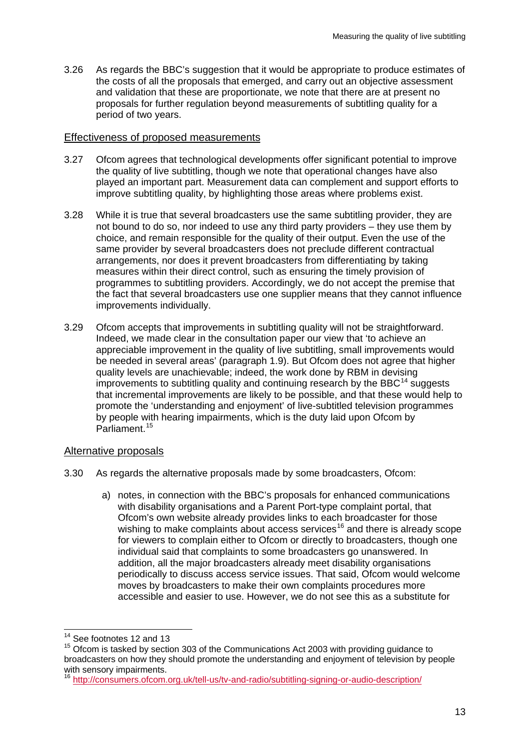3.26 As regards the BBC's suggestion that it would be appropriate to produce estimates of the costs of all the proposals that emerged, and carry out an objective assessment and validation that these are proportionate, we note that there are at present no proposals for further regulation beyond measurements of subtitling quality for a period of two years.

### Effectiveness of proposed measurements

3.27 Ofcom agrees that technological developments offer significant potential to improve the quality of live subtitling, though we note that operational changes have also played an important part. Measurement data can complement and support efforts to improve subtitling quality, by highlighting those areas where problems exist.

3.28 While it is true that several broadcasters use the same subtitling provider, they are not bound to do so, nor indeed to use any third party providers – they use them by choice, and remain responsible for the quality of their output. Even the use of the same provider by several broadcasters does not preclude different contractual arrangements, nor does it prevent broadcasters from differentiating by taking measures within their direct control, such as ensuring the timely provision of programmes to subtitling providers. Accordingly, we do not accept the premise that the fact that several broadcasters use one supplier means that they cannot influence improvements individually.

3.29 Ofcom accepts that improvements in subtitling quality will not be straightforward. Indeed, we made clear in the consultation paper our view that 'to achieve an appreciable improvement in the quality of live subtitling, small improvements would be needed in several areas' (paragraph 1.9). But Ofcom does not agree that higher quality levels are unachievable; indeed, the work done by RBM in devising improvements to subtitling quality and continuing research by the BBC[14] suggests that incremental improvements are likely to be possible, and that these would help to promote the 'understanding and enjoyment' of live-subtitled television programmes by people with hearing impairments, which is the duty laid upon Ofcom by Parliament.[15]

### Alternative proposals

3.30 As regards the alternative proposals made by some broadcasters, Ofcom:

a) notes, in connection with the BBC's proposals for enhanced communications with disability organisations and a Parent Port-type complaint portal, that Ofcom's own website already provides links to each broadcaster for those wishing to make complaints about access services[16] and there is already scope for viewers to complain either to Ofcom or directly to broadcasters, though one individual said that complaints to some broadcasters go unanswered. In addition, all the major broadcasters already meet disability organisations periodically to discuss access service issues. That said, Ofcom would welcome moves by broadcasters to make their own complaints procedures more accessible and easier to use. However, we do not see this as a substitute for

---

[14] See footnotes 12 and 13

[15] Ofcom is tasked by section 303 of the Communications Act 2003 with providing guidance to broadcasters on how they should promote the understanding and enjoyment of television by people with sensory impairments.

[16] http://consumers.ofcom.org.uk/tell-us/tv-and-radio/subtitling-signing-or-audio-description/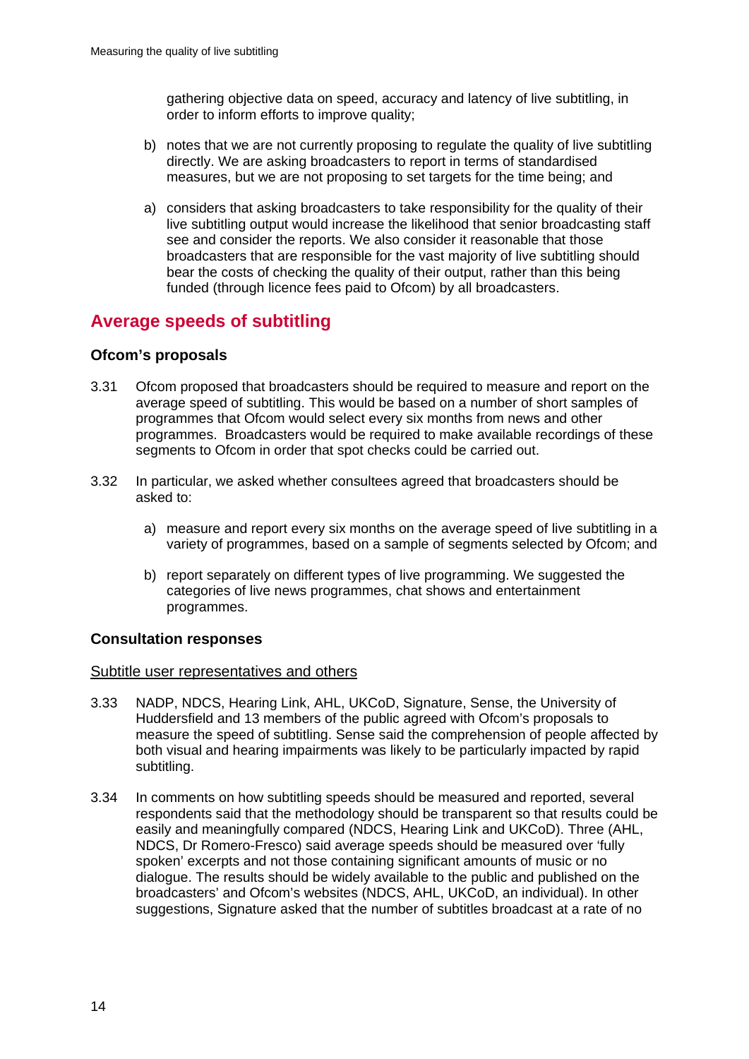gathering objective data on speed, accuracy and latency of live subtitling, in order to inform efforts to improve quality;

b) notes that we are not currently proposing to regulate the quality of live subtitling directly. We are asking broadcasters to report in terms of standardised measures, but we are not proposing to set targets for the time being; and

a) considers that asking broadcasters to take responsibility for the quality of their live subtitling output would increase the likelihood that senior broadcasting staff see and consider the reports. We also consider it reasonable that those broadcasters that are responsible for the vast majority of live subtitling should bear the costs of checking the quality of their output, rather than this being funded (through licence fees paid to Ofcom) by all broadcasters.

## Average speeds of subtitling

### Ofcom's proposals

3.31 Ofcom proposed that broadcasters should be required to measure and report on the average speed of subtitling. This would be based on a number of short samples of programmes that Ofcom would select every six months from news and other programmes. Broadcasters would be required to make available recordings of these segments to Ofcom in order that spot checks could be carried out.

3.32 In particular, we asked whether consultees agreed that broadcasters should be asked to:

a) measure and report every six months on the average speed of live subtitling in a variety of programmes, based on a sample of segments selected by Ofcom; and

b) report separately on different types of live programming. We suggested the categories of live news programmes, chat shows and entertainment programmes.

### Consultation responses

<u>Subtitle user representatives and others</u>

3.33 NADP, NDCS, Hearing Link, AHL, UKCoD, Signature, Sense, the University of Huddersfield and 13 members of the public agreed with Ofcom's proposals to measure the speed of subtitling. Sense said the comprehension of people affected by both visual and hearing impairments was likely to be particularly impacted by rapid subtitling.

3.34 In comments on how subtitling speeds should be measured and reported, several respondents said that the methodology should be transparent so that results could be easily and meaningfully compared (NDCS, Hearing Link and UKCoD). Three (AHL, NDCS, Dr Romero-Fresco) said average speeds should be measured over 'fully spoken' excerpts and not those containing significant amounts of music or no dialogue. The results should be widely available to the public and published on the broadcasters' and Ofcom's websites (NDCS, AHL, UKCoD, an individual). In other suggestions, Signature asked that the number of subtitles broadcast at a rate of no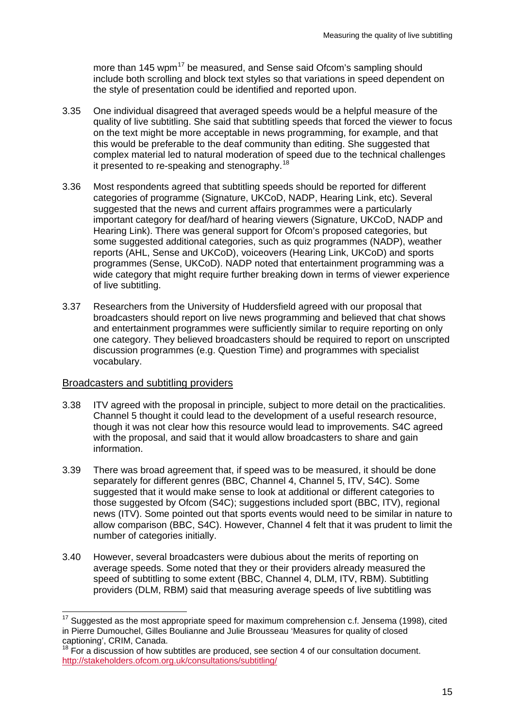more than 145 wpm[17] be measured, and Sense said Ofcom's sampling should include both scrolling and block text styles so that variations in speed dependent on the style of presentation could be identified and reported upon.

3.35 One individual disagreed that averaged speeds would be a helpful measure of the quality of live subtitling. She said that subtitling speeds that forced the viewer to focus on the text might be more acceptable in news programming, for example, and that this would be preferable to the deaf community than editing. She suggested that complex material led to natural moderation of speed due to the technical challenges it presented to re-speaking and stenography.[18]

3.36 Most respondents agreed that subtitling speeds should be reported for different categories of programme (Signature, UKCoD, NADP, Hearing Link, etc). Several suggested that the news and current affairs programmes were a particularly important category for deaf/hard of hearing viewers (Signature, UKCoD, NADP and Hearing Link). There was general support for Ofcom's proposed categories, but some suggested additional categories, such as quiz programmes (NADP), weather reports (AHL, Sense and UKCoD), voiceovers (Hearing Link, UKCoD) and sports programmes (Sense, UKCoD). NADP noted that entertainment programming was a wide category that might require further breaking down in terms of viewer experience of live subtitling.

3.37 Researchers from the University of Huddersfield agreed with our proposal that broadcasters should report on live news programming and believed that chat shows and entertainment programmes were sufficiently similar to require reporting on only one category. They believed broadcasters should be required to report on unscripted discussion programmes (e.g. Question Time) and programmes with specialist vocabulary.

## Broadcasters and subtitling providers

3.38 ITV agreed with the proposal in principle, subject to more detail on the practicalities. Channel 5 thought it could lead to the development of a useful research resource, though it was not clear how this resource would lead to improvements. S4C agreed with the proposal, and said that it would allow broadcasters to share and gain information.

3.39 There was broad agreement that, if speed was to be measured, it should be done separately for different genres (BBC, Channel 4, Channel 5, ITV, S4C). Some suggested that it would make sense to look at additional or different categories to those suggested by Ofcom (S4C); suggestions included sport (BBC, ITV), regional news (ITV). Some pointed out that sports events would need to be similar in nature to allow comparison (BBC, S4C). However, Channel 4 felt that it was prudent to limit the number of categories initially.

3.40 However, several broadcasters were dubious about the merits of reporting on average speeds. Some noted that they or their providers already measured the speed of subtitling to some extent (BBC, Channel 4, DLM, ITV, RBM). Subtitling providers (DLM, RBM) said that measuring average speeds of live subtitling was

---

[17] Suggested as the most appropriate speed for maximum comprehension c.f. Jensema (1998), cited in Pierre Dumouchel, Gilles Boulianne and Julie Brousseau 'Measures for quality of closed captioning', CRIM, Canada.

[18] For a discussion of how subtitles are produced, see section 4 of our consultation document. http://stakeholders.ofcom.org.uk/consultations/subtitling/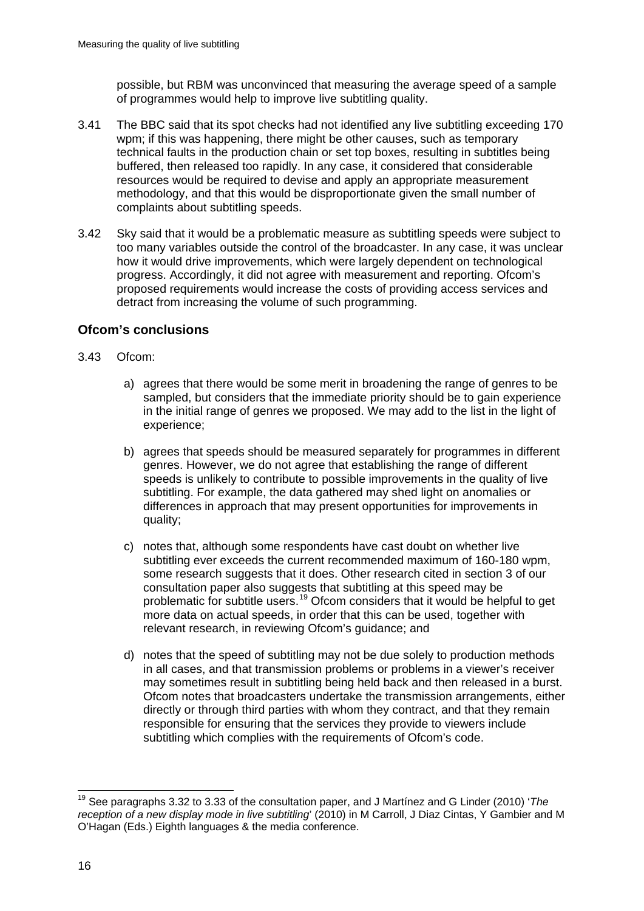possible, but RBM was unconvinced that measuring the average speed of a sample of programmes would help to improve live subtitling quality.

3.41 The BBC said that its spot checks had not identified any live subtitling exceeding 170 wpm; if this was happening, there might be other causes, such as temporary technical faults in the production chain or set top boxes, resulting in subtitles being buffered, then released too rapidly. In any case, it considered that considerable resources would be required to devise and apply an appropriate measurement methodology, and that this would be disproportionate given the small number of complaints about subtitling speeds.

3.42 Sky said that it would be a problematic measure as subtitling speeds were subject to too many variables outside the control of the broadcaster. In any case, it was unclear how it would drive improvements, which were largely dependent on technological progress. Accordingly, it did not agree with measurement and reporting. Ofcom's proposed requirements would increase the costs of providing access services and detract from increasing the volume of such programming.

### Ofcom's conclusions

3.43 Ofcom:

a) agrees that there would be some merit in broadening the range of genres to be sampled, but considers that the immediate priority should be to gain experience in the initial range of genres we proposed. We may add to the list in the light of experience;

b) agrees that speeds should be measured separately for programmes in different genres. However, we do not agree that establishing the range of different speeds is unlikely to contribute to possible improvements in the quality of live subtitling. For example, the data gathered may shed light on anomalies or differences in approach that may present opportunities for improvements in quality;

c) notes that, although some respondents have cast doubt on whether live subtitling ever exceeds the current recommended maximum of 160-180 wpm, some research suggests that it does. Other research cited in section 3 of our consultation paper also suggests that subtitling at this speed may be problematic for subtitle users.[19] Ofcom considers that it would be helpful to get more data on actual speeds, in order that this can be used, together with relevant research, in reviewing Ofcom's guidance; and

d) notes that the speed of subtitling may not be due solely to production methods in all cases, and that transmission problems or problems in a viewer's receiver may sometimes result in subtitling being held back and then released in a burst. Ofcom notes that broadcasters undertake the transmission arrangements, either directly or through third parties with whom they contract, and that they remain responsible for ensuring that the services they provide to viewers include subtitling which complies with the requirements of Ofcom's code.

---

[19] See paragraphs 3.32 to 3.33 of the consultation paper, and J Martínez and G Linder (2010) '*The reception of a new display mode in live subtitling*' (2010) in M Carroll, J Diaz Cintas, Y Gambier and M O'Hagan (Eds.) Eighth languages & the media conference.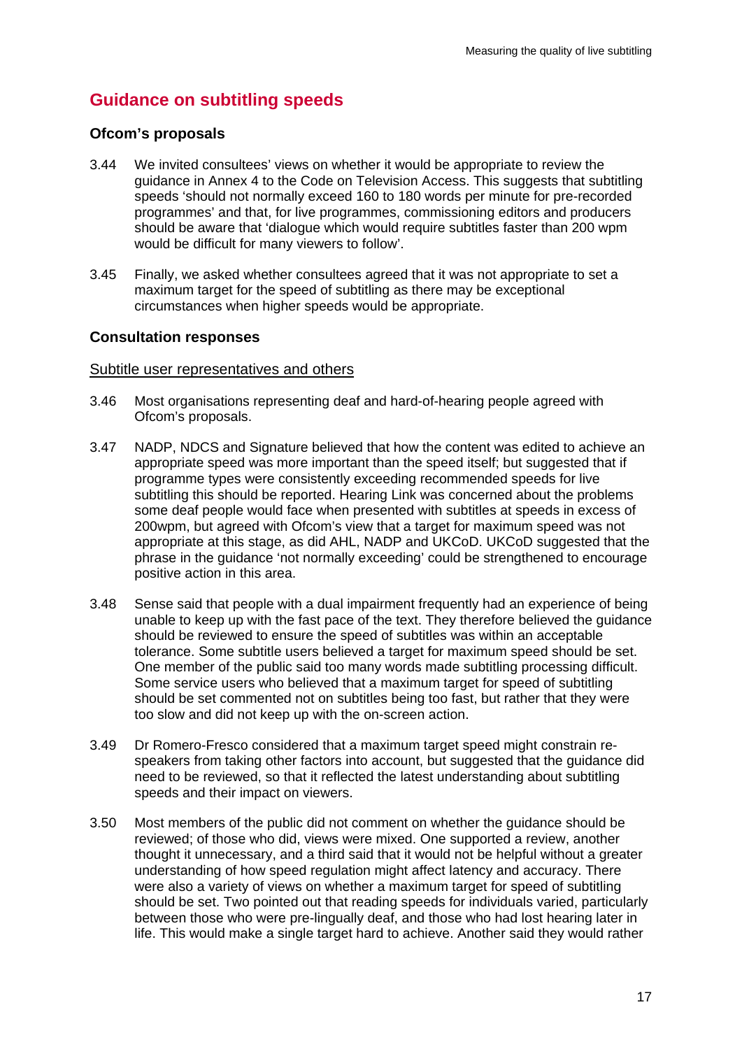## Guidance on subtitling speeds

### Ofcom's proposals

3.44 We invited consultees' views on whether it would be appropriate to review the guidance in Annex 4 to the Code on Television Access. This suggests that subtitling speeds 'should not normally exceed 160 to 180 words per minute for pre-recorded programmes' and that, for live programmes, commissioning editors and producers should be aware that 'dialogue which would require subtitles faster than 200 wpm would be difficult for many viewers to follow'.

3.45 Finally, we asked whether consultees agreed that it was not appropriate to set a maximum target for the speed of subtitling as there may be exceptional circumstances when higher speeds would be appropriate.

### Consultation responses

Subtitle user representatives and others

3.46 Most organisations representing deaf and hard-of-hearing people agreed with Ofcom's proposals.

3.47 NADP, NDCS and Signature believed that how the content was edited to achieve an appropriate speed was more important than the speed itself; but suggested that if programme types were consistently exceeding recommended speeds for live subtitling this should be reported. Hearing Link was concerned about the problems some deaf people would face when presented with subtitles at speeds in excess of 200wpm, but agreed with Ofcom's view that a target for maximum speed was not appropriate at this stage, as did AHL, NADP and UKCoD. UKCoD suggested that the phrase in the guidance 'not normally exceeding' could be strengthened to encourage positive action in this area.

3.48 Sense said that people with a dual impairment frequently had an experience of being unable to keep up with the fast pace of the text. They therefore believed the guidance should be reviewed to ensure the speed of subtitles was within an acceptable tolerance. Some subtitle users believed a target for maximum speed should be set. One member of the public said too many words made subtitling processing difficult. Some service users who believed that a maximum target for speed of subtitling should be set commented not on subtitles being too fast, but rather that they were too slow and did not keep up with the on-screen action.

3.49 Dr Romero-Fresco considered that a maximum target speed might constrain re-speakers from taking other factors into account, but suggested that the guidance did need to be reviewed, so that it reflected the latest understanding about subtitling speeds and their impact on viewers.

3.50 Most members of the public did not comment on whether the guidance should be reviewed; of those who did, views were mixed. One supported a review, another thought it unnecessary, and a third said that it would not be helpful without a greater understanding of how speed regulation might affect latency and accuracy. There were also a variety of views on whether a maximum target for speed of subtitling should be set. Two pointed out that reading speeds for individuals varied, particularly between those who were pre-lingually deaf, and those who had lost hearing later in life. This would make a single target hard to achieve. Another said they would rather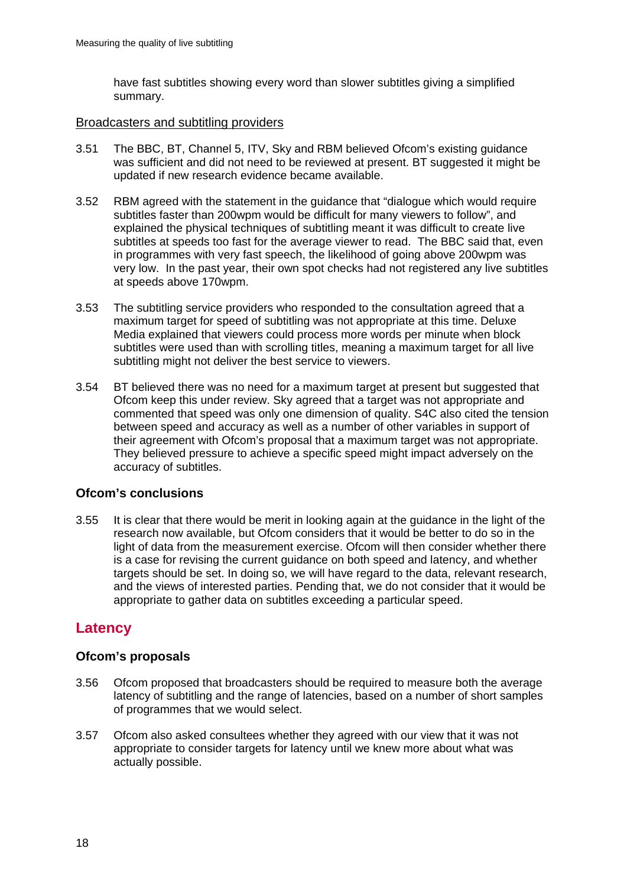have fast subtitles showing every word than slower subtitles giving a simplified summary.

Broadcasters and subtitling providers

3.51 The BBC, BT, Channel 5, ITV, Sky and RBM believed Ofcom's existing guidance was sufficient and did not need to be reviewed at present. BT suggested it might be updated if new research evidence became available.

3.52 RBM agreed with the statement in the guidance that "dialogue which would require subtitles faster than 200wpm would be difficult for many viewers to follow", and explained the physical techniques of subtitling meant it was difficult to create live subtitles at speeds too fast for the average viewer to read. The BBC said that, even in programmes with very fast speech, the likelihood of going above 200wpm was very low. In the past year, their own spot checks had not registered any live subtitles at speeds above 170wpm.

3.53 The subtitling service providers who responded to the consultation agreed that a maximum target for speed of subtitling was not appropriate at this time. Deluxe Media explained that viewers could process more words per minute when block subtitles were used than with scrolling titles, meaning a maximum target for all live subtitling might not deliver the best service to viewers.

3.54 BT believed there was no need for a maximum target at present but suggested that Ofcom keep this under review. Sky agreed that a target was not appropriate and commented that speed was only one dimension of quality. S4C also cited the tension between speed and accuracy as well as a number of other variables in support of their agreement with Ofcom's proposal that a maximum target was not appropriate. They believed pressure to achieve a specific speed might impact adversely on the accuracy of subtitles.

### Ofcom's conclusions

3.55 It is clear that there would be merit in looking again at the guidance in the light of the research now available, but Ofcom considers that it would be better to do so in the light of data from the measurement exercise. Ofcom will then consider whether there is a case for revising the current guidance on both speed and latency, and whether targets should be set. In doing so, we will have regard to the data, relevant research, and the views of interested parties. Pending that, we do not consider that it would be appropriate to gather data on subtitles exceeding a particular speed.

## Latency

### Ofcom's proposals

3.56 Ofcom proposed that broadcasters should be required to measure both the average latency of subtitling and the range of latencies, based on a number of short samples of programmes that we would select.

3.57 Ofcom also asked consultees whether they agreed with our view that it was not appropriate to consider targets for latency until we knew more about what was actually possible.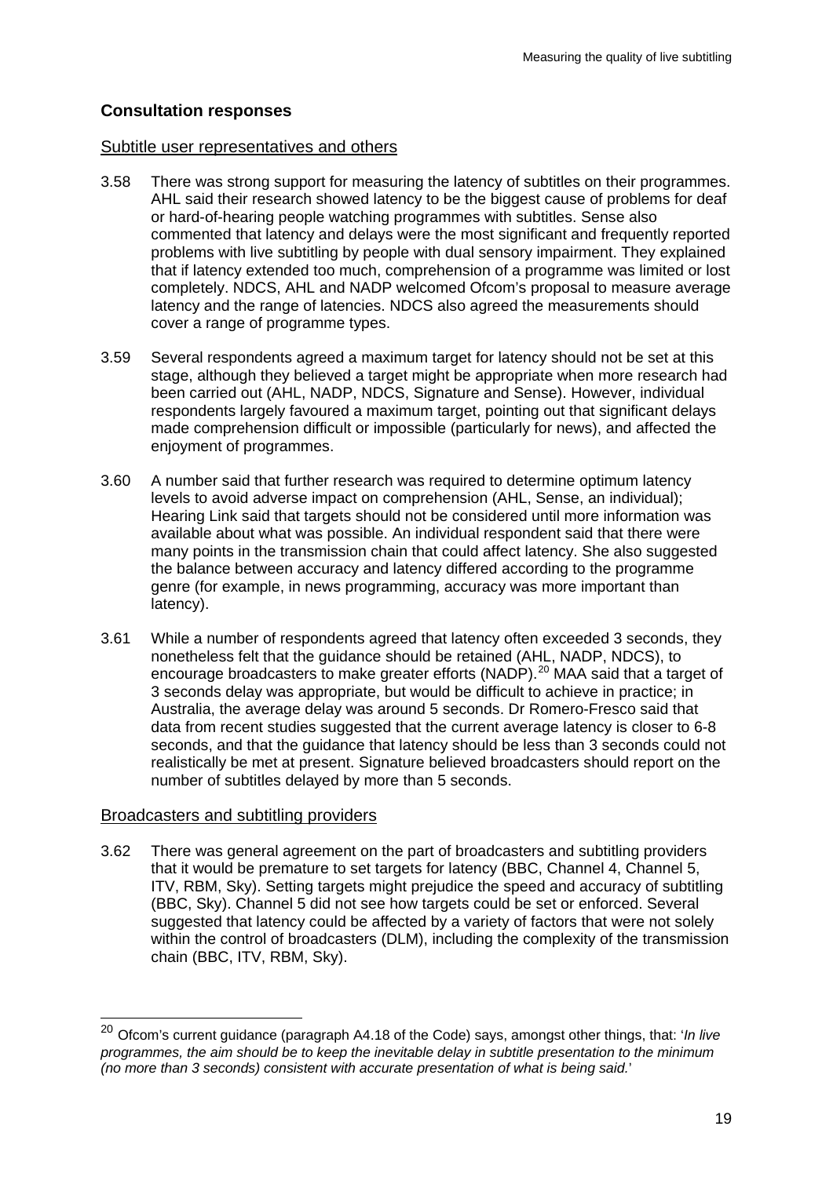## Consultation responses

### Subtitle user representatives and others

3.58 There was strong support for measuring the latency of subtitles on their programmes. AHL said their research showed latency to be the biggest cause of problems for deaf or hard-of-hearing people watching programmes with subtitles. Sense also commented that latency and delays were the most significant and frequently reported problems with live subtitling by people with dual sensory impairment. They explained that if latency extended too much, comprehension of a programme was limited or lost completely. NDCS, AHL and NADP welcomed Ofcom's proposal to measure average latency and the range of latencies. NDCS also agreed the measurements should cover a range of programme types.

3.59 Several respondents agreed a maximum target for latency should not be set at this stage, although they believed a target might be appropriate when more research had been carried out (AHL, NADP, NDCS, Signature and Sense). However, individual respondents largely favoured a maximum target, pointing out that significant delays made comprehension difficult or impossible (particularly for news), and affected the enjoyment of programmes.

3.60 A number said that further research was required to determine optimum latency levels to avoid adverse impact on comprehension (AHL, Sense, an individual); Hearing Link said that targets should not be considered until more information was available about what was possible. An individual respondent said that there were many points in the transmission chain that could affect latency. She also suggested the balance between accuracy and latency differed according to the programme genre (for example, in news programming, accuracy was more important than latency).

3.61 While a number of respondents agreed that latency often exceeded 3 seconds, they nonetheless felt that the guidance should be retained (AHL, NADP, NDCS), to encourage broadcasters to make greater efforts (NADP).[20] MAA said that a target of 3 seconds delay was appropriate, but would be difficult to achieve in practice; in Australia, the average delay was around 5 seconds. Dr Romero-Fresco said that data from recent studies suggested that the current average latency is closer to 6-8 seconds, and that the guidance that latency should be less than 3 seconds could not realistically be met at present. Signature believed broadcasters should report on the number of subtitles delayed by more than 5 seconds.

### Broadcasters and subtitling providers

3.62 There was general agreement on the part of broadcasters and subtitling providers that it would be premature to set targets for latency (BBC, Channel 4, Channel 5, ITV, RBM, Sky). Setting targets might prejudice the speed and accuracy of subtitling (BBC, Sky). Channel 5 did not see how targets could be set or enforced. Several suggested that latency could be affected by a variety of factors that were not solely within the control of broadcasters (DLM), including the complexity of the transmission chain (BBC, ITV, RBM, Sky).

---

[20] Ofcom's current guidance (paragraph A4.18 of the Code) says, amongst other things, that: '*In live programmes, the aim should be to keep the inevitable delay in subtitle presentation to the minimum (no more than 3 seconds) consistent with accurate presentation of what is being said.*'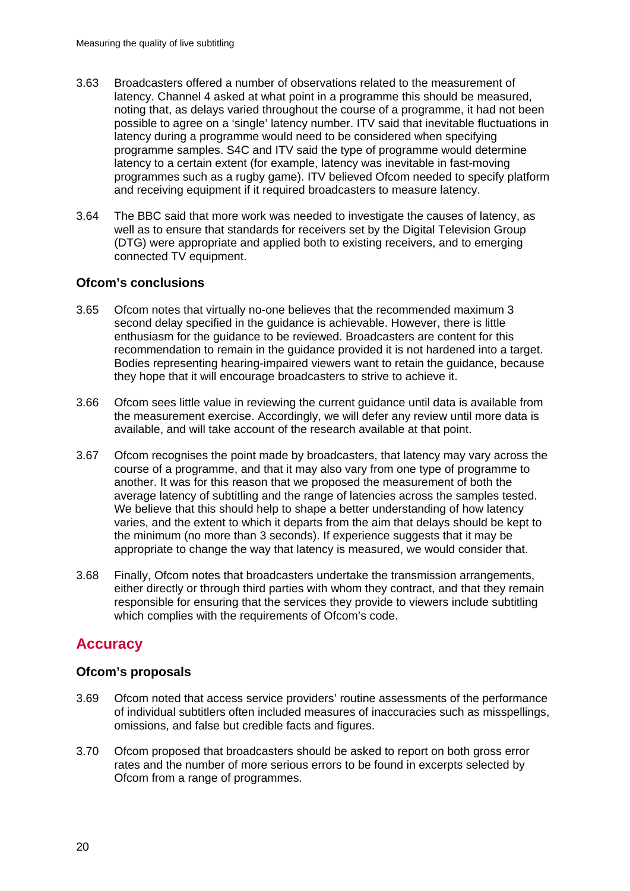3.63 Broadcasters offered a number of observations related to the measurement of latency. Channel 4 asked at what point in a programme this should be measured, noting that, as delays varied throughout the course of a programme, it had not been possible to agree on a 'single' latency number. ITV said that inevitable fluctuations in latency during a programme would need to be considered when specifying programme samples. S4C and ITV said the type of programme would determine latency to a certain extent (for example, latency was inevitable in fast-moving programmes such as a rugby game). ITV believed Ofcom needed to specify platform and receiving equipment if it required broadcasters to measure latency.

3.64 The BBC said that more work was needed to investigate the causes of latency, as well as to ensure that standards for receivers set by the Digital Television Group (DTG) were appropriate and applied both to existing receivers, and to emerging connected TV equipment.

### Ofcom's conclusions

3.65 Ofcom notes that virtually no-one believes that the recommended maximum 3 second delay specified in the guidance is achievable. However, there is little enthusiasm for the guidance to be reviewed. Broadcasters are content for this recommendation to remain in the guidance provided it is not hardened into a target. Bodies representing hearing-impaired viewers want to retain the guidance, because they hope that it will encourage broadcasters to strive to achieve it.

3.66 Ofcom sees little value in reviewing the current guidance until data is available from the measurement exercise. Accordingly, we will defer any review until more data is available, and will take account of the research available at that point.

3.67 Ofcom recognises the point made by broadcasters, that latency may vary across the course of a programme, and that it may also vary from one type of programme to another. It was for this reason that we proposed the measurement of both the average latency of subtitling and the range of latencies across the samples tested. We believe that this should help to shape a better understanding of how latency varies, and the extent to which it departs from the aim that delays should be kept to the minimum (no more than 3 seconds). If experience suggests that it may be appropriate to change the way that latency is measured, we would consider that.

3.68 Finally, Ofcom notes that broadcasters undertake the transmission arrangements, either directly or through third parties with whom they contract, and that they remain responsible for ensuring that the services they provide to viewers include subtitling which complies with the requirements of Ofcom's code.

## Accuracy

### Ofcom's proposals

3.69 Ofcom noted that access service providers' routine assessments of the performance of individual subtitlers often included measures of inaccuracies such as misspellings, omissions, and false but credible facts and figures.

3.70 Ofcom proposed that broadcasters should be asked to report on both gross error rates and the number of more serious errors to be found in excerpts selected by Ofcom from a range of programmes.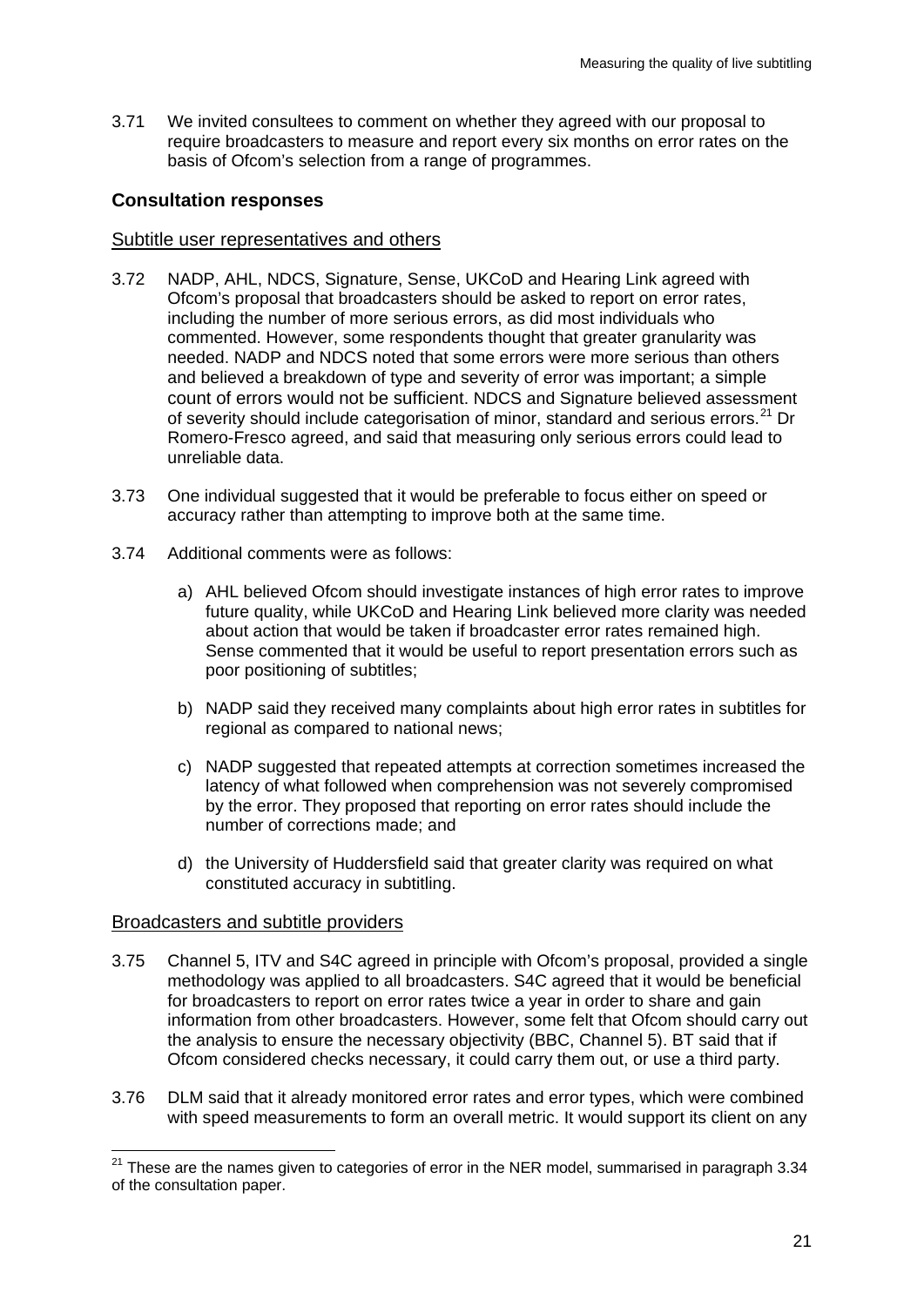3.71 We invited consultees to comment on whether they agreed with our proposal to require broadcasters to measure and report every six months on error rates on the basis of Ofcom's selection from a range of programmes.

### Consultation responses

#### Subtitle user representatives and others

3.72 NADP, AHL, NDCS, Signature, Sense, UKCoD and Hearing Link agreed with Ofcom's proposal that broadcasters should be asked to report on error rates, including the number of more serious errors, as did most individuals who commented. However, some respondents thought that greater granularity was needed. NADP and NDCS noted that some errors were more serious than others and believed a breakdown of type and severity of error was important; a simple count of errors would not be sufficient. NDCS and Signature believed assessment of severity should include categorisation of minor, standard and serious errors.[21] Dr Romero-Fresco agreed, and said that measuring only serious errors could lead to unreliable data.

3.73 One individual suggested that it would be preferable to focus either on speed or accuracy rather than attempting to improve both at the same time.

3.74 Additional comments were as follows:

a) AHL believed Ofcom should investigate instances of high error rates to improve future quality, while UKCoD and Hearing Link believed more clarity was needed about action that would be taken if broadcaster error rates remained high. Sense commented that it would be useful to report presentation errors such as poor positioning of subtitles;

b) NADP said they received many complaints about high error rates in subtitles for regional as compared to national news;

c) NADP suggested that repeated attempts at correction sometimes increased the latency of what followed when comprehension was not severely compromised by the error. They proposed that reporting on error rates should include the number of corrections made; and

d) the University of Huddersfield said that greater clarity was required on what constituted accuracy in subtitling.

#### Broadcasters and subtitle providers

3.75 Channel 5, ITV and S4C agreed in principle with Ofcom's proposal, provided a single methodology was applied to all broadcasters. S4C agreed that it would be beneficial for broadcasters to report on error rates twice a year in order to share and gain information from other broadcasters. However, some felt that Ofcom should carry out the analysis to ensure the necessary objectivity (BBC, Channel 5). BT said that if Ofcom considered checks necessary, it could carry them out, or use a third party.

3.76 DLM said that it already monitored error rates and error types, which were combined with speed measurements to form an overall metric. It would support its client on any

---

[21] These are the names given to categories of error in the NER model, summarised in paragraph 3.34 of the consultation paper.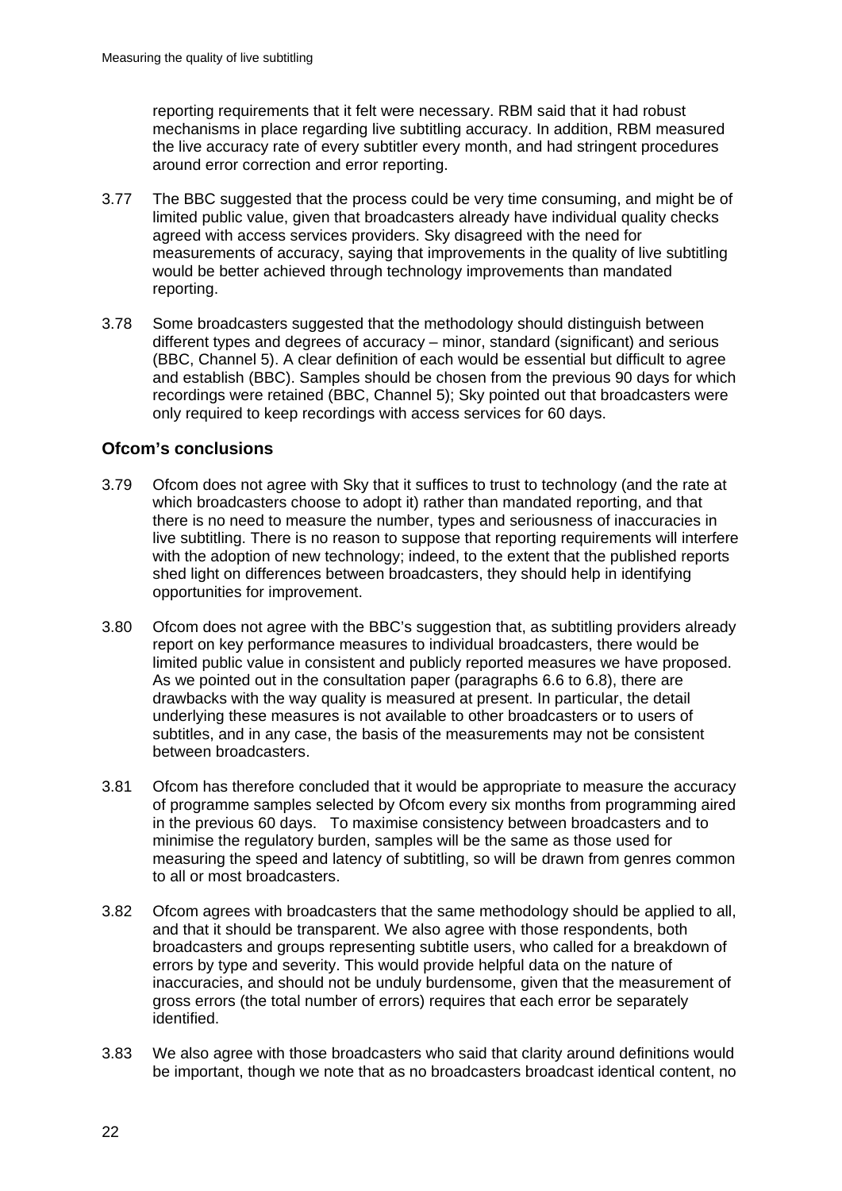reporting requirements that it felt were necessary. RBM said that it had robust mechanisms in place regarding live subtitling accuracy. In addition, RBM measured the live accuracy rate of every subtitler every month, and had stringent procedures around error correction and error reporting.

3.77 The BBC suggested that the process could be very time consuming, and might be of limited public value, given that broadcasters already have individual quality checks agreed with access services providers. Sky disagreed with the need for measurements of accuracy, saying that improvements in the quality of live subtitling would be better achieved through technology improvements than mandated reporting.

3.78 Some broadcasters suggested that the methodology should distinguish between different types and degrees of accuracy – minor, standard (significant) and serious (BBC, Channel 5). A clear definition of each would be essential but difficult to agree and establish (BBC). Samples should be chosen from the previous 90 days for which recordings were retained (BBC, Channel 5); Sky pointed out that broadcasters were only required to keep recordings with access services for 60 days.

## Ofcom's conclusions

3.79 Ofcom does not agree with Sky that it suffices to trust to technology (and the rate at which broadcasters choose to adopt it) rather than mandated reporting, and that there is no need to measure the number, types and seriousness of inaccuracies in live subtitling. There is no reason to suppose that reporting requirements will interfere with the adoption of new technology; indeed, to the extent that the published reports shed light on differences between broadcasters, they should help in identifying opportunities for improvement.

3.80 Ofcom does not agree with the BBC's suggestion that, as subtitling providers already report on key performance measures to individual broadcasters, there would be limited public value in consistent and publicly reported measures we have proposed. As we pointed out in the consultation paper (paragraphs 6.6 to 6.8), there are drawbacks with the way quality is measured at present. In particular, the detail underlying these measures is not available to other broadcasters or to users of subtitles, and in any case, the basis of the measurements may not be consistent between broadcasters.

3.81 Ofcom has therefore concluded that it would be appropriate to measure the accuracy of programme samples selected by Ofcom every six months from programming aired in the previous 60 days. To maximise consistency between broadcasters and to minimise the regulatory burden, samples will be the same as those used for measuring the speed and latency of subtitling, so will be drawn from genres common to all or most broadcasters.

3.82 Ofcom agrees with broadcasters that the same methodology should be applied to all, and that it should be transparent. We also agree with those respondents, both broadcasters and groups representing subtitle users, who called for a breakdown of errors by type and severity. This would provide helpful data on the nature of inaccuracies, and should not be unduly burdensome, given that the measurement of gross errors (the total number of errors) requires that each error be separately identified.

3.83 We also agree with those broadcasters who said that clarity around definitions would be important, though we note that as no broadcasters broadcast identical content, no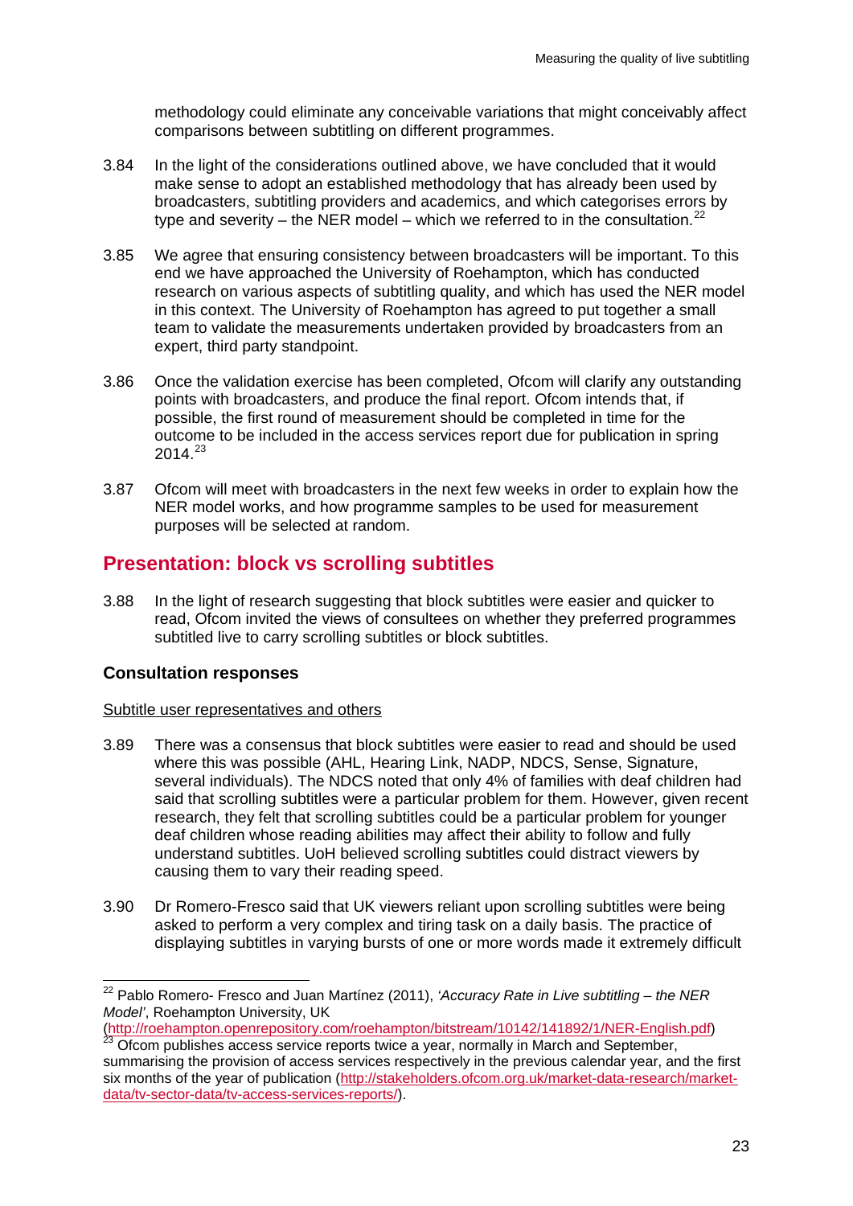methodology could eliminate any conceivable variations that might conceivably affect comparisons between subtitling on different programmes.

3.84 In the light of the considerations outlined above, we have concluded that it would make sense to adopt an established methodology that has already been used by broadcasters, subtitling providers and academics, and which categorises errors by type and severity – the NER model – which we referred to in the consultation.[22]

3.85 We agree that ensuring consistency between broadcasters will be important. To this end we have approached the University of Roehampton, which has conducted research on various aspects of subtitling quality, and which has used the NER model in this context. The University of Roehampton has agreed to put together a small team to validate the measurements undertaken provided by broadcasters from an expert, third party standpoint.

3.86 Once the validation exercise has been completed, Ofcom will clarify any outstanding points with broadcasters, and produce the final report. Ofcom intends that, if possible, the first round of measurement should be completed in time for the outcome to be included in the access services report due for publication in spring 2014.[23]

3.87 Ofcom will meet with broadcasters in the next few weeks in order to explain how the NER model works, and how programme samples to be used for measurement purposes will be selected at random.

## Presentation: block vs scrolling subtitles

3.88 In the light of research suggesting that block subtitles were easier and quicker to read, Ofcom invited the views of consultees on whether they preferred programmes subtitled live to carry scrolling subtitles or block subtitles.

### Consultation responses

Subtitle user representatives and others

3.89 There was a consensus that block subtitles were easier to read and should be used where this was possible (AHL, Hearing Link, NADP, NDCS, Sense, Signature, several individuals). The NDCS noted that only 4% of families with deaf children had said that scrolling subtitles were a particular problem for them. However, given recent research, they felt that scrolling subtitles could be a particular problem for younger deaf children whose reading abilities may affect their ability to follow and fully understand subtitles. UoH believed scrolling subtitles could distract viewers by causing them to vary their reading speed.

3.90 Dr Romero-Fresco said that UK viewers reliant upon scrolling subtitles were being asked to perform a very complex and tiring task on a daily basis. The practice of displaying subtitles in varying bursts of one or more words made it extremely difficult

---

[22] Pablo Romero- Fresco and Juan Martínez (2011), *'Accuracy Rate in Live subtitling – the NER Model'*, Roehampton University, UK (http://roehampton.openrepository.com/roehampton/bitstream/10142/141892/1/NER-English.pdf)

[23] Ofcom publishes access service reports twice a year, normally in March and September, summarising the provision of access services respectively in the previous calendar year, and the first six months of the year of publication (http://stakeholders.ofcom.org.uk/market-data-research/market-data/tv-sector-data/tv-access-services-reports/).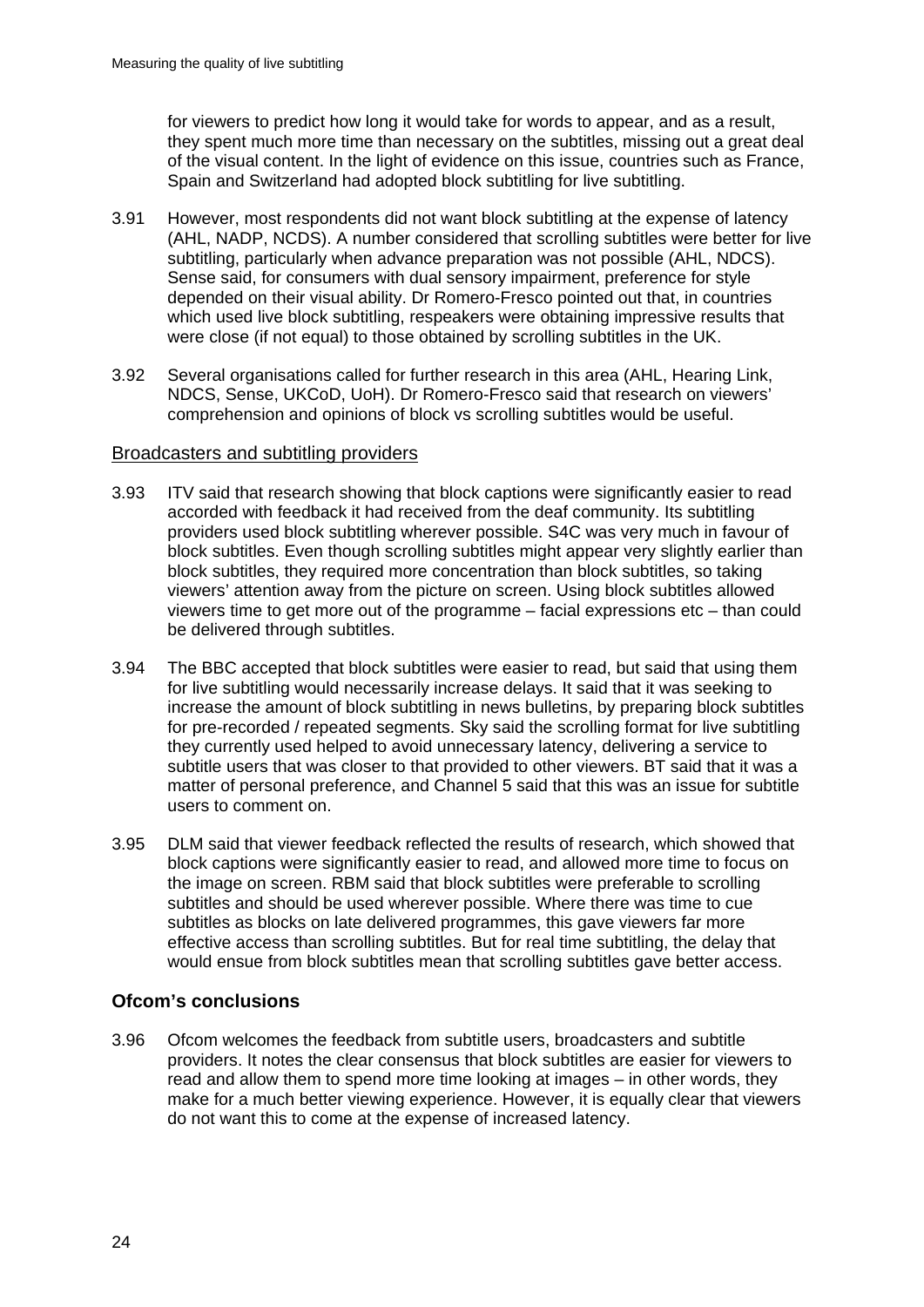for viewers to predict how long it would take for words to appear, and as a result, they spent much more time than necessary on the subtitles, missing out a great deal of the visual content. In the light of evidence on this issue, countries such as France, Spain and Switzerland had adopted block subtitling for live subtitling.

3.91 However, most respondents did not want block subtitling at the expense of latency (AHL, NADP, NCDS). A number considered that scrolling subtitles were better for live subtitling, particularly when advance preparation was not possible (AHL, NDCS). Sense said, for consumers with dual sensory impairment, preference for style depended on their visual ability. Dr Romero-Fresco pointed out that, in countries which used live block subtitling, respeakers were obtaining impressive results that were close (if not equal) to those obtained by scrolling subtitles in the UK.

3.92 Several organisations called for further research in this area (AHL, Hearing Link, NDCS, Sense, UKCoD, UoH). Dr Romero-Fresco said that research on viewers' comprehension and opinions of block vs scrolling subtitles would be useful.

### Broadcasters and subtitling providers

3.93 ITV said that research showing that block captions were significantly easier to read accorded with feedback it had received from the deaf community. Its subtitling providers used block subtitling wherever possible. S4C was very much in favour of block subtitles. Even though scrolling subtitles might appear very slightly earlier than block subtitles, they required more concentration than block subtitles, so taking viewers' attention away from the picture on screen. Using block subtitles allowed viewers time to get more out of the programme – facial expressions etc – than could be delivered through subtitles.

3.94 The BBC accepted that block subtitles were easier to read, but said that using them for live subtitling would necessarily increase delays. It said that it was seeking to increase the amount of block subtitling in news bulletins, by preparing block subtitles for pre-recorded / repeated segments. Sky said the scrolling format for live subtitling they currently used helped to avoid unnecessary latency, delivering a service to subtitle users that was closer to that provided to other viewers. BT said that it was a matter of personal preference, and Channel 5 said that this was an issue for subtitle users to comment on.

3.95 DLM said that viewer feedback reflected the results of research, which showed that block captions were significantly easier to read, and allowed more time to focus on the image on screen. RBM said that block subtitles were preferable to scrolling subtitles and should be used wherever possible. Where there was time to cue subtitles as blocks on late delivered programmes, this gave viewers far more effective access than scrolling subtitles. But for real time subtitling, the delay that would ensue from block subtitles mean that scrolling subtitles gave better access.

## Ofcom's conclusions

3.96 Ofcom welcomes the feedback from subtitle users, broadcasters and subtitle providers. It notes the clear consensus that block subtitles are easier for viewers to read and allow them to spend more time looking at images – in other words, they make for a much better viewing experience. However, it is equally clear that viewers do not want this to come at the expense of increased latency.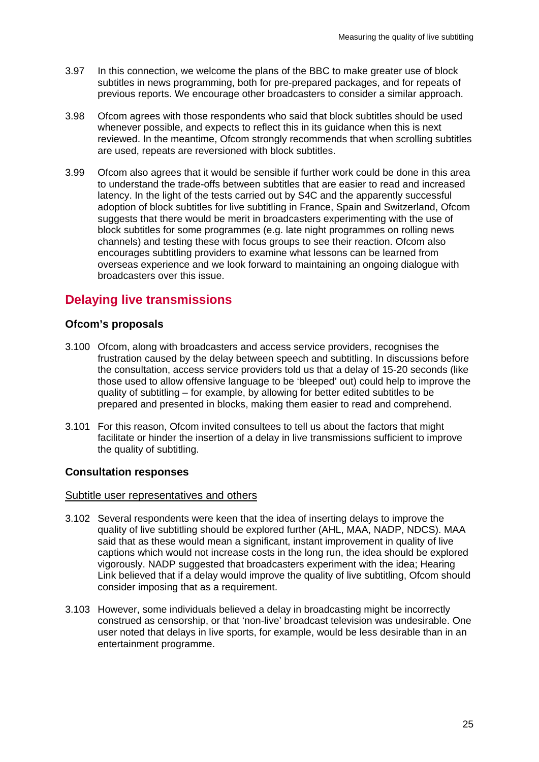3.97 In this connection, we welcome the plans of the BBC to make greater use of block subtitles in news programming, both for pre-prepared packages, and for repeats of previous reports. We encourage other broadcasters to consider a similar approach.

3.98 Ofcom agrees with those respondents who said that block subtitles should be used whenever possible, and expects to reflect this in its guidance when this is next reviewed. In the meantime, Ofcom strongly recommends that when scrolling subtitles are used, repeats are reversioned with block subtitles.

3.99 Ofcom also agrees that it would be sensible if further work could be done in this area to understand the trade-offs between subtitles that are easier to read and increased latency. In the light of the tests carried out by S4C and the apparently successful adoption of block subtitles for live subtitling in France, Spain and Switzerland, Ofcom suggests that there would be merit in broadcasters experimenting with the use of block subtitles for some programmes (e.g. late night programmes on rolling news channels) and testing these with focus groups to see their reaction. Ofcom also encourages subtitling providers to examine what lessons can be learned from overseas experience and we look forward to maintaining an ongoing dialogue with broadcasters over this issue.

## Delaying live transmissions

### Ofcom's proposals

3.100 Ofcom, along with broadcasters and access service providers, recognises the frustration caused by the delay between speech and subtitling. In discussions before the consultation, access service providers told us that a delay of 15-20 seconds (like those used to allow offensive language to be 'bleeped' out) could help to improve the quality of subtitling – for example, by allowing for better edited subtitles to be prepared and presented in blocks, making them easier to read and comprehend.

3.101 For this reason, Ofcom invited consultees to tell us about the factors that might facilitate or hinder the insertion of a delay in live transmissions sufficient to improve the quality of subtitling.

### Consultation responses

#### Subtitle user representatives and others

3.102 Several respondents were keen that the idea of inserting delays to improve the quality of live subtitling should be explored further (AHL, MAA, NADP, NDCS). MAA said that as these would mean a significant, instant improvement in quality of live captions which would not increase costs in the long run, the idea should be explored vigorously. NADP suggested that broadcasters experiment with the idea; Hearing Link believed that if a delay would improve the quality of live subtitling, Ofcom should consider imposing that as a requirement.

3.103 However, some individuals believed a delay in broadcasting might be incorrectly construed as censorship, or that 'non-live' broadcast television was undesirable. One user noted that delays in live sports, for example, would be less desirable than in an entertainment programme.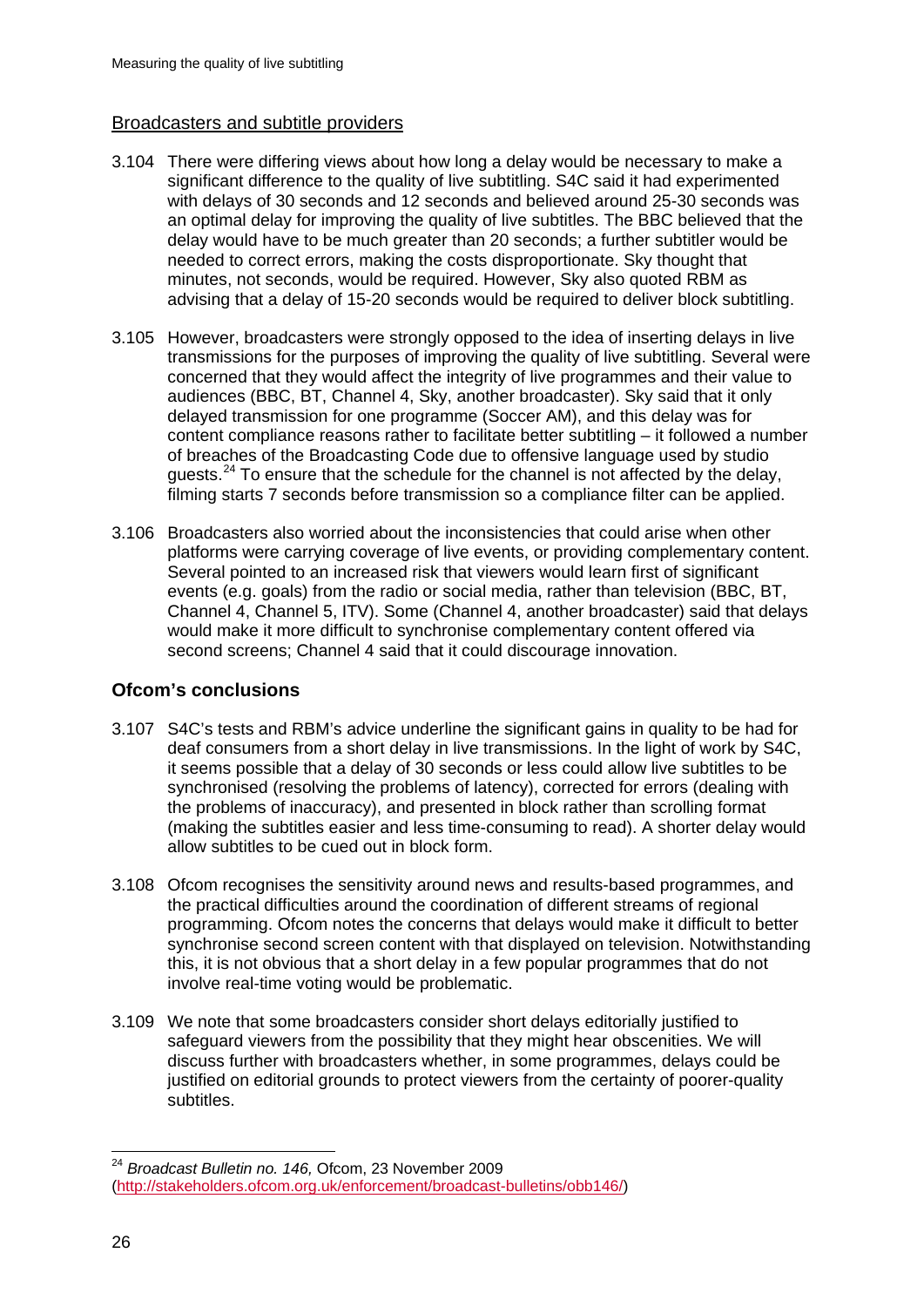Broadcasters and subtitle providers

3.104 There were differing views about how long a delay would be necessary to make a significant difference to the quality of live subtitling. S4C said it had experimented with delays of 30 seconds and 12 seconds and believed around 25-30 seconds was an optimal delay for improving the quality of live subtitles. The BBC believed that the delay would have to be much greater than 20 seconds; a further subtitler would be needed to correct errors, making the costs disproportionate. Sky thought that minutes, not seconds, would be required. However, Sky also quoted RBM as advising that a delay of 15-20 seconds would be required to deliver block subtitling.

3.105 However, broadcasters were strongly opposed to the idea of inserting delays in live transmissions for the purposes of improving the quality of live subtitling. Several were concerned that they would affect the integrity of live programmes and their value to audiences (BBC, BT, Channel 4, Sky, another broadcaster). Sky said that it only delayed transmission for one programme (Soccer AM), and this delay was for content compliance reasons rather to facilitate better subtitling – it followed a number of breaches of the Broadcasting Code due to offensive language used by studio guests.[24] To ensure that the schedule for the channel is not affected by the delay, filming starts 7 seconds before transmission so a compliance filter can be applied.

3.106 Broadcasters also worried about the inconsistencies that could arise when other platforms were carrying coverage of live events, or providing complementary content. Several pointed to an increased risk that viewers would learn first of significant events (e.g. goals) from the radio or social media, rather than television (BBC, BT, Channel 4, Channel 5, ITV). Some (Channel 4, another broadcaster) said that delays would make it more difficult to synchronise complementary content offered via second screens; Channel 4 said that it could discourage innovation.

## Ofcom's conclusions

3.107 S4C's tests and RBM's advice underline the significant gains in quality to be had for deaf consumers from a short delay in live transmissions. In the light of work by S4C, it seems possible that a delay of 30 seconds or less could allow live subtitles to be synchronised (resolving the problems of latency), corrected for errors (dealing with the problems of inaccuracy), and presented in block rather than scrolling format (making the subtitles easier and less time-consuming to read). A shorter delay would allow subtitles to be cued out in block form.

3.108 Ofcom recognises the sensitivity around news and results-based programmes, and the practical difficulties around the coordination of different streams of regional programming. Ofcom notes the concerns that delays would make it difficult to better synchronise second screen content with that displayed on television. Notwithstanding this, it is not obvious that a short delay in a few popular programmes that do not involve real-time voting would be problematic.

3.109 We note that some broadcasters consider short delays editorially justified to safeguard viewers from the possibility that they might hear obscenities. We will discuss further with broadcasters whether, in some programmes, delays could be justified on editorial grounds to protect viewers from the certainty of poorer-quality subtitles.

---

[24] *Broadcast Bulletin no. 146,* Ofcom, 23 November 2009 (http://stakeholders.ofcom.org.uk/enforcement/broadcast-bulletins/obb146/)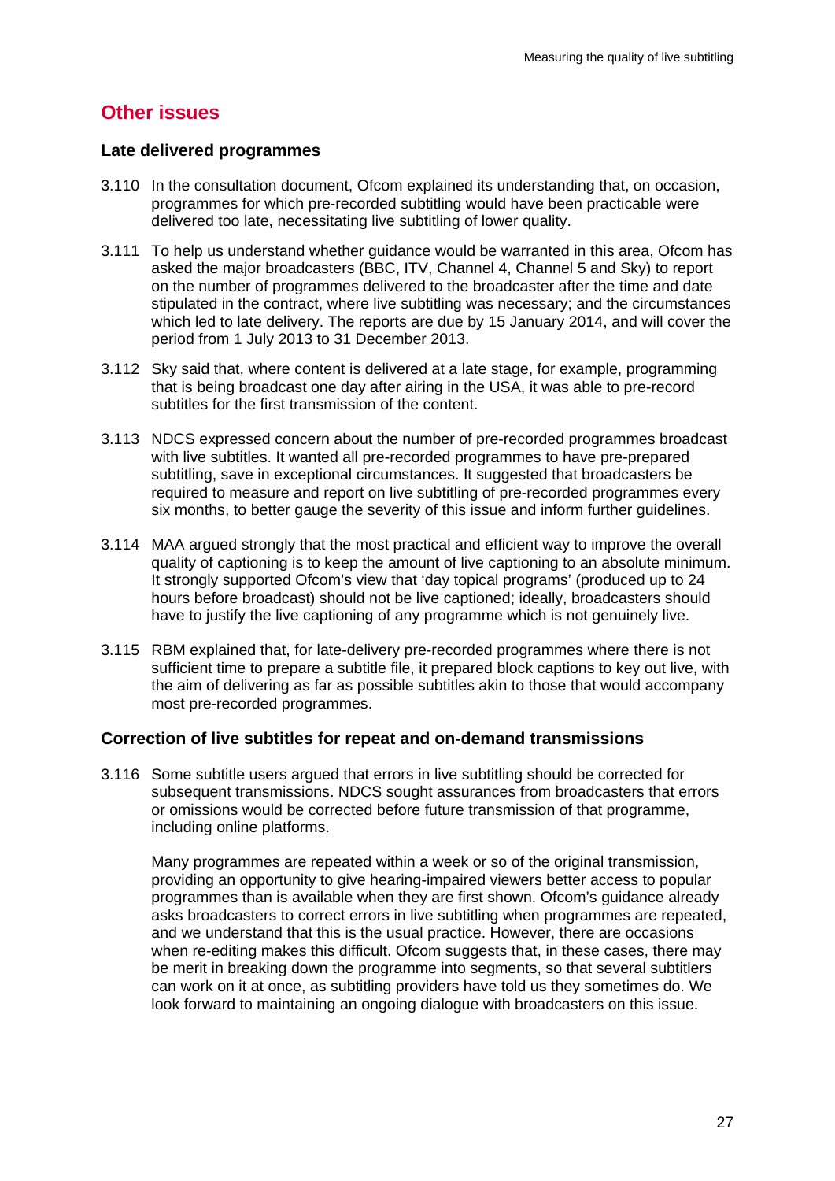## Other issues

### Late delivered programmes

3.110 In the consultation document, Ofcom explained its understanding that, on occasion, programmes for which pre-recorded subtitling would have been practicable were delivered too late, necessitating live subtitling of lower quality.

3.111 To help us understand whether guidance would be warranted in this area, Ofcom has asked the major broadcasters (BBC, ITV, Channel 4, Channel 5 and Sky) to report on the number of programmes delivered to the broadcaster after the time and date stipulated in the contract, where live subtitling was necessary; and the circumstances which led to late delivery. The reports are due by 15 January 2014, and will cover the period from 1 July 2013 to 31 December 2013.

3.112 Sky said that, where content is delivered at a late stage, for example, programming that is being broadcast one day after airing in the USA, it was able to pre-record subtitles for the first transmission of the content.

3.113 NDCS expressed concern about the number of pre-recorded programmes broadcast with live subtitles. It wanted all pre-recorded programmes to have pre-prepared subtitling, save in exceptional circumstances. It suggested that broadcasters be required to measure and report on live subtitling of pre-recorded programmes every six months, to better gauge the severity of this issue and inform further guidelines.

3.114 MAA argued strongly that the most practical and efficient way to improve the overall quality of captioning is to keep the amount of live captioning to an absolute minimum. It strongly supported Ofcom's view that 'day topical programs' (produced up to 24 hours before broadcast) should not be live captioned; ideally, broadcasters should have to justify the live captioning of any programme which is not genuinely live.

3.115 RBM explained that, for late-delivery pre-recorded programmes where there is not sufficient time to prepare a subtitle file, it prepared block captions to key out live, with the aim of delivering as far as possible subtitles akin to those that would accompany most pre-recorded programmes.

### Correction of live subtitles for repeat and on-demand transmissions

3.116 Some subtitle users argued that errors in live subtitling should be corrected for subsequent transmissions. NDCS sought assurances from broadcasters that errors or omissions would be corrected before future transmission of that programme, including online platforms.

Many programmes are repeated within a week or so of the original transmission, providing an opportunity to give hearing-impaired viewers better access to popular programmes than is available when they are first shown. Ofcom's guidance already asks broadcasters to correct errors in live subtitling when programmes are repeated, and we understand that this is the usual practice. However, there are occasions when re-editing makes this difficult. Ofcom suggests that, in these cases, there may be merit in breaking down the programme into segments, so that several subtitlers can work on it at once, as subtitling providers have told us they sometimes do. We look forward to maintaining an ongoing dialogue with broadcasters on this issue.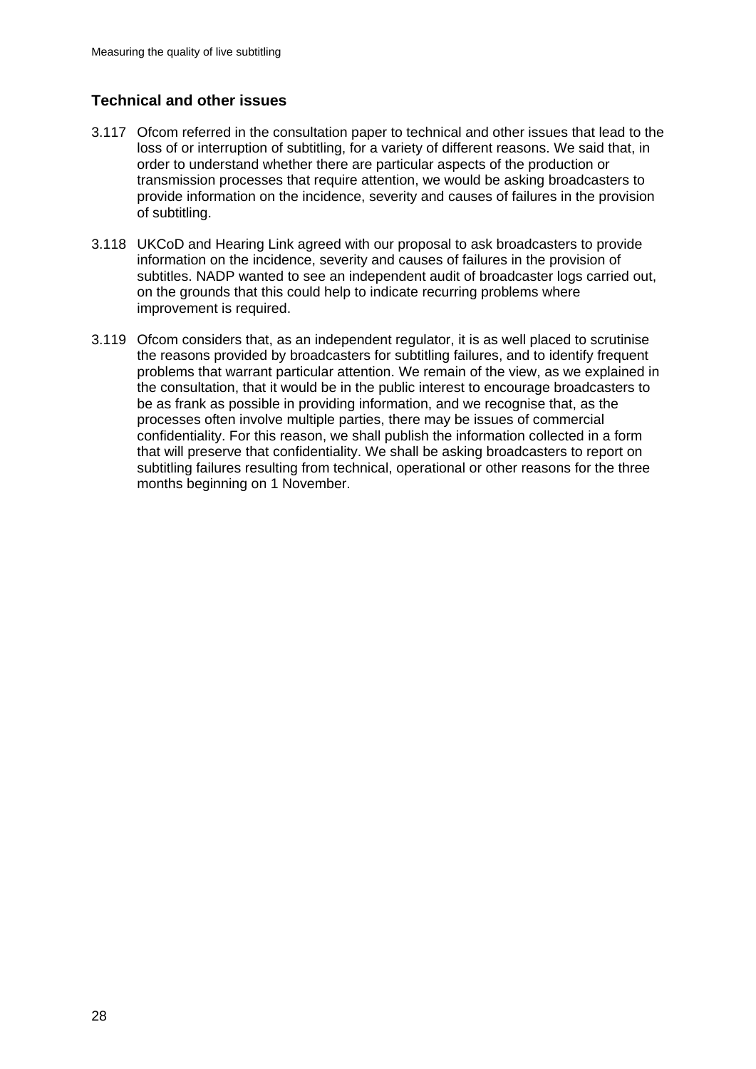### Technical and other issues

3.117 Ofcom referred in the consultation paper to technical and other issues that lead to the loss of or interruption of subtitling, for a variety of different reasons. We said that, in order to understand whether there are particular aspects of the production or transmission processes that require attention, we would be asking broadcasters to provide information on the incidence, severity and causes of failures in the provision of subtitling.

3.118 UKCoD and Hearing Link agreed with our proposal to ask broadcasters to provide information on the incidence, severity and causes of failures in the provision of subtitles. NADP wanted to see an independent audit of broadcaster logs carried out, on the grounds that this could help to indicate recurring problems where improvement is required.

3.119 Ofcom considers that, as an independent regulator, it is as well placed to scrutinise the reasons provided by broadcasters for subtitling failures, and to identify frequent problems that warrant particular attention. We remain of the view, as we explained in the consultation, that it would be in the public interest to encourage broadcasters to be as frank as possible in providing information, and we recognise that, as the processes often involve multiple parties, there may be issues of commercial confidentiality. For this reason, we shall publish the information collected in a form that will preserve that confidentiality. We shall be asking broadcasters to report on subtitling failures resulting from technical, operational or other reasons for the three months beginning on 1 November.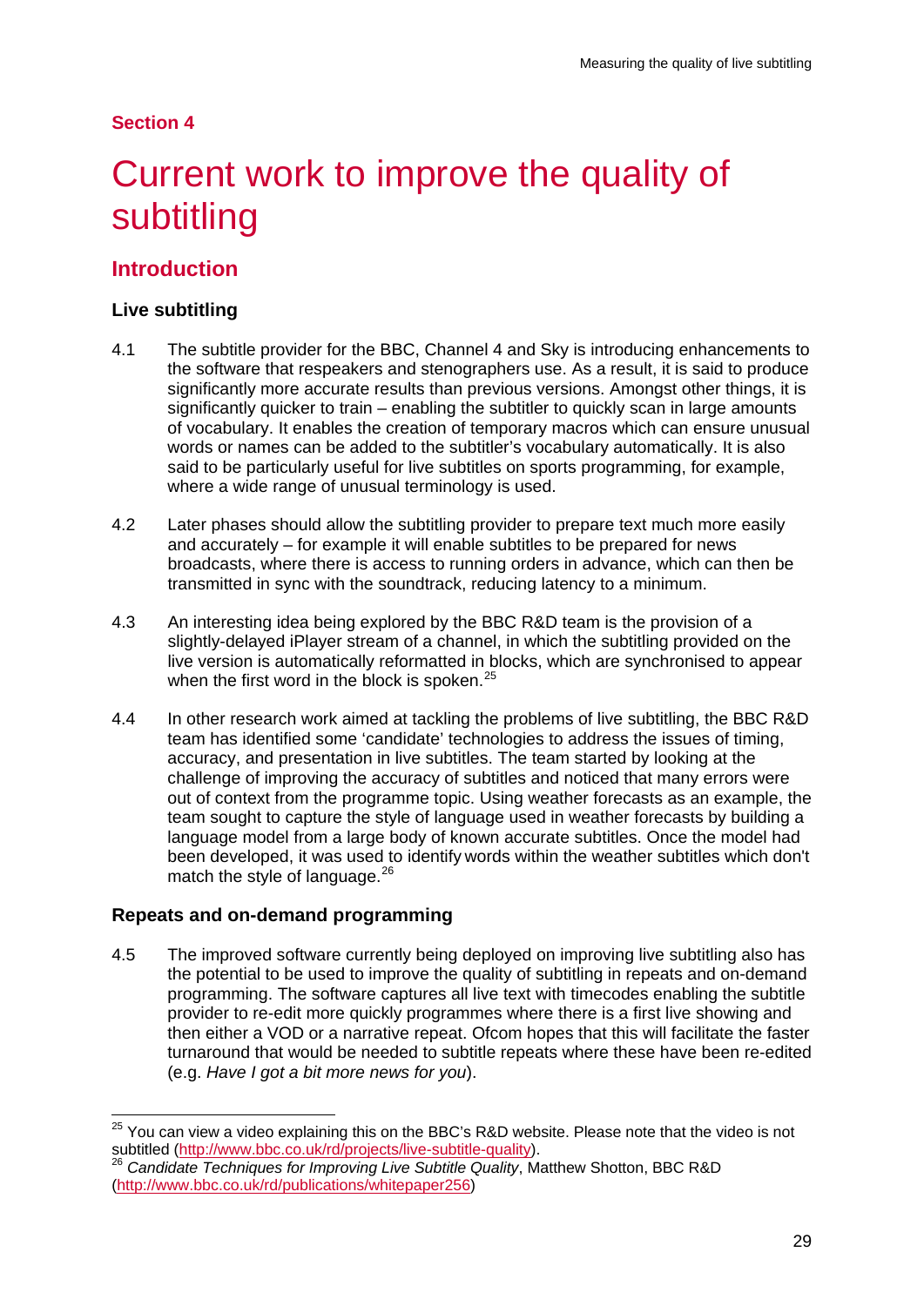## Section 4

# Current work to improve the quality of subtitling

## Introduction

### Live subtitling

4.1 The subtitle provider for the BBC, Channel 4 and Sky is introducing enhancements to the software that respeakers and stenographers use. As a result, it is said to produce significantly more accurate results than previous versions. Amongst other things, it is significantly quicker to train – enabling the subtitler to quickly scan in large amounts of vocabulary. It enables the creation of temporary macros which can ensure unusual words or names can be added to the subtitler's vocabulary automatically. It is also said to be particularly useful for live subtitles on sports programming, for example, where a wide range of unusual terminology is used.

4.2 Later phases should allow the subtitling provider to prepare text much more easily and accurately – for example it will enable subtitles to be prepared for news broadcasts, where there is access to running orders in advance, which can then be transmitted in sync with the soundtrack, reducing latency to a minimum.

4.3 An interesting idea being explored by the BBC R&D team is the provision of a slightly-delayed iPlayer stream of a channel, in which the subtitling provided on the live version is automatically reformatted in blocks, which are synchronised to appear when the first word in the block is spoken.[25]

4.4 In other research work aimed at tackling the problems of live subtitling, the BBC R&D team has identified some 'candidate' technologies to address the issues of timing, accuracy, and presentation in live subtitles. The team started by looking at the challenge of improving the accuracy of subtitles and noticed that many errors were out of context from the programme topic. Using weather forecasts as an example, the team sought to capture the style of language used in weather forecasts by building a language model from a large body of known accurate subtitles. Once the model had been developed, it was used to identify words within the weather subtitles which don't match the style of language.[26]

### Repeats and on-demand programming

4.5 The improved software currently being deployed on improving live subtitling also has the potential to be used to improve the quality of subtitling in repeats and on-demand programming. The software captures all live text with timecodes enabling the subtitle provider to re-edit more quickly programmes where there is a first live showing and then either a VOD or a narrative repeat. Ofcom hopes that this will facilitate the faster turnaround that would be needed to subtitle repeats where these have been re-edited (e.g. *Have I got a bit more news for you*).

---

[25] You can view a video explaining this on the BBC's R&D website. Please note that the video is not subtitled (http://www.bbc.co.uk/rd/projects/live-subtitle-quality).

[26] *Candidate Techniques for Improving Live Subtitle Quality*, Matthew Shotton, BBC R&D (http://www.bbc.co.uk/rd/publications/whitepaper256)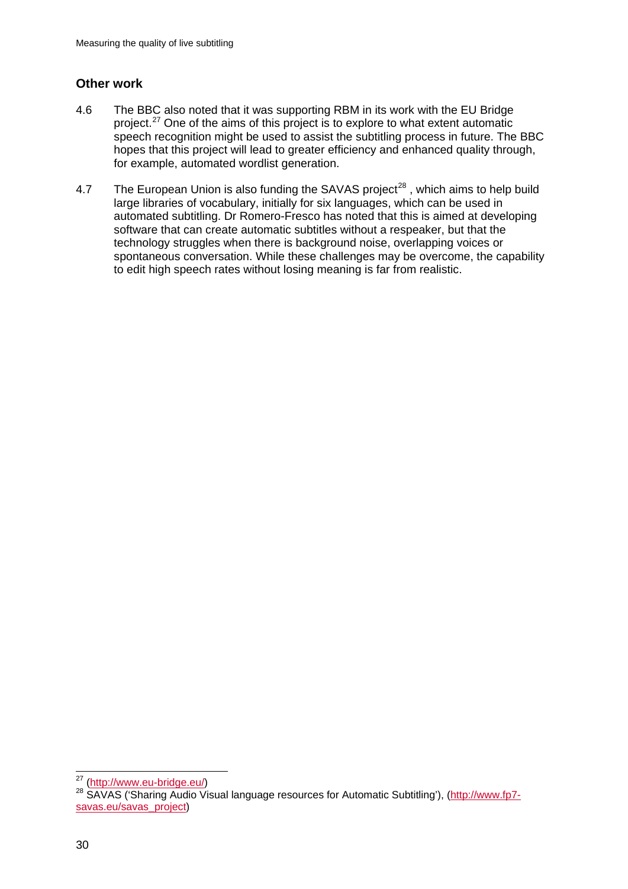## Other work

4.6 The BBC also noted that it was supporting RBM in its work with the EU Bridge project.[27] One of the aims of this project is to explore to what extent automatic speech recognition might be used to assist the subtitling process in future. The BBC hopes that this project will lead to greater efficiency and enhanced quality through, for example, automated wordlist generation.

4.7 The European Union is also funding the SAVAS project[28] , which aims to help build large libraries of vocabulary, initially for six languages, which can be used in automated subtitling. Dr Romero-Fresco has noted that this is aimed at developing software that can create automatic subtitles without a respeaker, but that the technology struggles when there is background noise, overlapping voices or spontaneous conversation. While these challenges may be overcome, the capability to edit high speech rates without losing meaning is far from realistic.

---

[27] (http://www.eu-bridge.eu/)

[28] SAVAS ('Sharing Audio Visual language resources for Automatic Subtitling'), (http://www.fp7-savas.eu/savas_project)